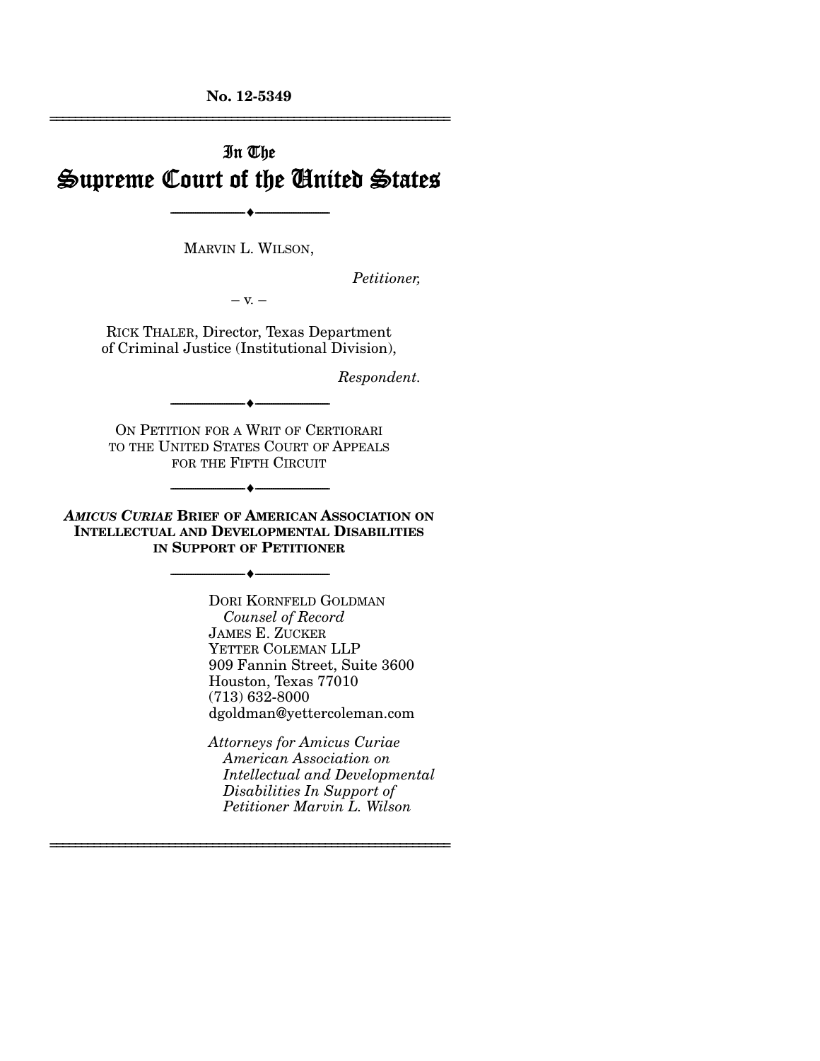**No. 12-5349**

---

In The

# Supreme Court of the United States

---

MARVIN L. WILSON,

*Petitioner,*

– v. –

RICK THALER, Director, Texas Department of Criminal Justice (Institutional Division),

*Respondent.*

---

ON PETITION FOR A WRIT OF CERTIORARI TO THE UNITED STATES COURT OF APPEALS FOR THE FIFTH CIRCUIT

---

***AMICUS CURIAE*** **BRIEF OF AMERICAN ASSOCIATION ON INTELLECTUAL AND DEVELOPMENTAL DISABILITIES IN SUPPORT OF PETITIONER**

---

DORI KORNFELD GOLDMAN
*Counsel of Record*
JAMES E. ZUCKER
YETTER COLEMAN LLP
909 Fannin Street, Suite 3600
Houston, Texas 77010
(713) 632-8000
dgoldman@yettercoleman.com

*Attorneys for Amicus Curiae American Association on Intellectual and Developmental Disabilities In Support of Petitioner Marvin L. Wilson*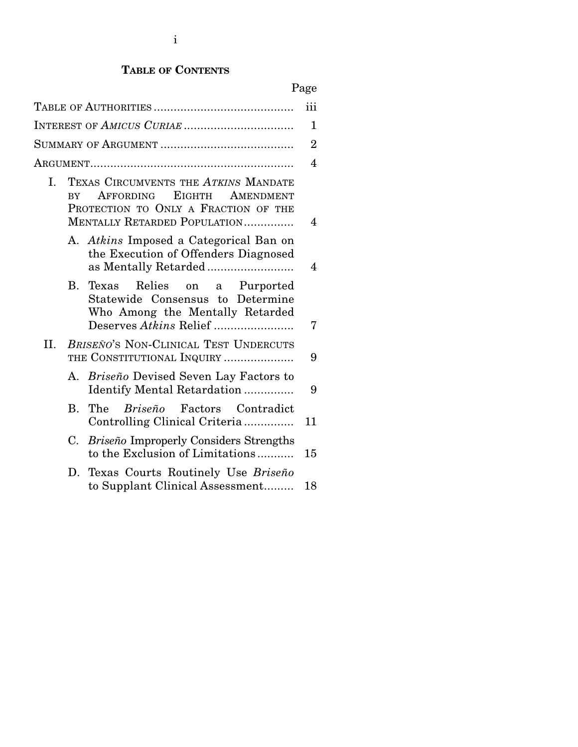## TABLE OF CONTENTS

| | Page |
|---|---|
| TABLE OF AUTHORITIES | iii |
| INTEREST OF *AMICUS CURIAE* | 1 |
| SUMMARY OF ARGUMENT | 2 |
| ARGUMENT | 4 |
| I. TEXAS CIRCUMVENTS THE *ATKINS* MANDATE BY AFFORDING EIGHTH AMENDMENT PROTECTION TO ONLY A FRACTION OF THE MENTALLY RETARDED POPULATION | 4 |
| A. *Atkins* Imposed a Categorical Ban on the Execution of Offenders Diagnosed as Mentally Retarded | 4 |
| B. Texas Relies on a Purported Statewide Consensus to Determine Who Among the Mentally Retarded Deserves *Atkins* Relief | 7 |
| II. *BRISEÑO*'S NON-CLINICAL TEST UNDERCUTS THE CONSTITUTIONAL INQUIRY | 9 |
| A. *Briseño* Devised Seven Lay Factors to Identify Mental Retardation | 9 |
| B. The *Briseño* Factors Contradict Controlling Clinical Criteria | 11 |
| C. *Briseño* Improperly Considers Strengths to the Exclusion of Limitations | 15 |
| D. Texas Courts Routinely Use *Briseño* to Supplant Clinical Assessment | 18 |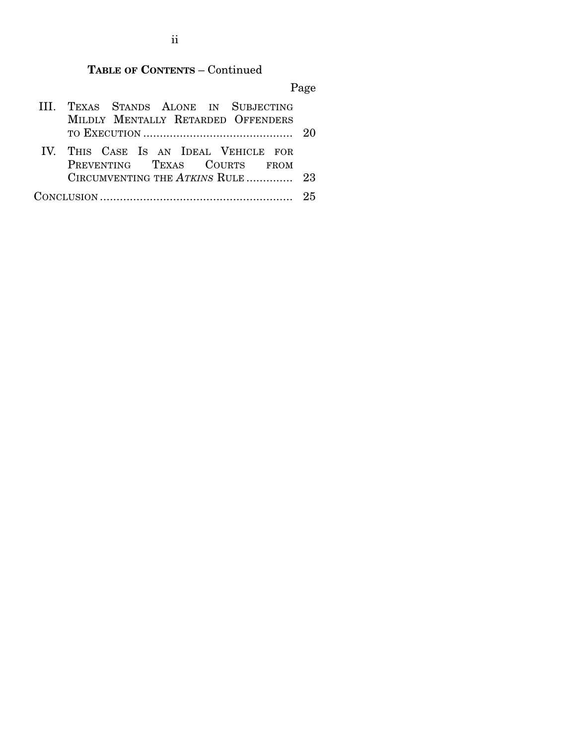**TABLE OF CONTENTS** – Continued

| | Page |
|---|---|
| III. TEXAS STANDS ALONE IN SUBJECTING MILDLY MENTALLY RETARDED OFFENDERS TO EXECUTION | 20 |
| IV. THIS CASE IS AN IDEAL VEHICLE FOR PREVENTING TEXAS COURTS FROM CIRCUMVENTING THE *ATKINS* RULE | 23 |
| CONCLUSION | 25 |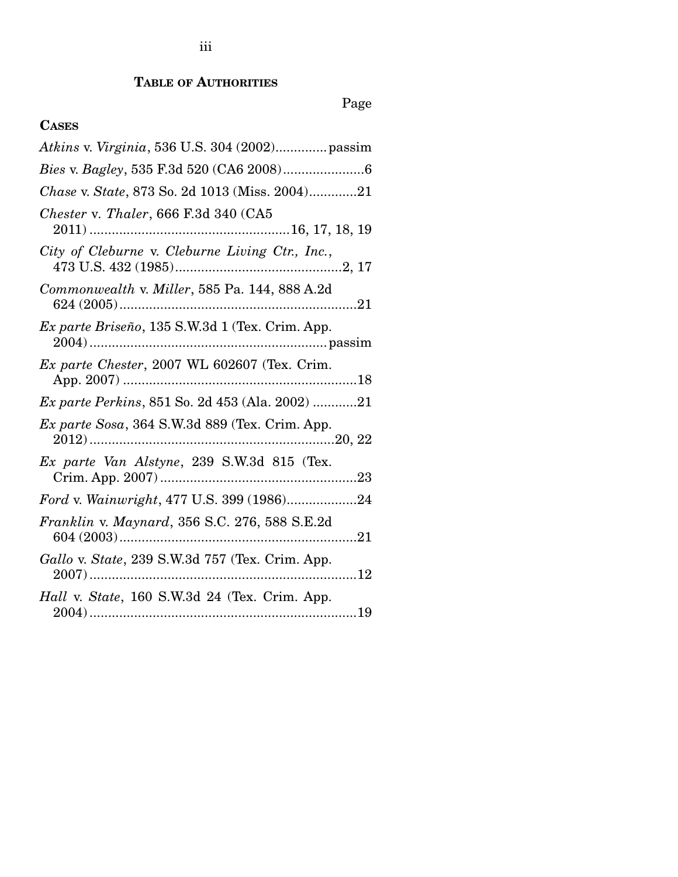## TABLE OF AUTHORITIES

Page

### CASES

*Atkins* v. *Virginia*, 536 U.S. 304 (2002).............passim

*Bies* v. *Bagley*, 535 F.3d 520 (CA6 2008).....................6

*Chase* v. *State*, 873 So. 2d 1013 (Miss. 2004).............21

*Chester* v. *Thaler*, 666 F.3d 340 (CA5 2011).....................................................16, 17, 18, 19

*City of Cleburne* v. *Cleburne Living Ctr., Inc.*, 473 U.S. 432 (1985).............................................2, 17

*Commonwealth* v. *Miller*, 585 Pa. 144, 888 A.2d 624 (2005)................................................................21

*Ex parte Briseño*, 135 S.W.3d 1 (Tex. Crim. App. 2004)................................................................passim

*Ex parte Chester*, 2007 WL 602607 (Tex. Crim. App. 2007)...............................................................18

*Ex parte Perkins*, 851 So. 2d 453 (Ala. 2002)............21

*Ex parte Sosa*, 364 S.W.3d 889 (Tex. Crim. App. 2012).................................................................20, 22

*Ex parte Van Alstyne*, 239 S.W.3d 815 (Tex. Crim. App. 2007).....................................................23

*Ford* v. *Wainwright*, 477 U.S. 399 (1986)...................24

*Franklin* v. *Maynard*, 356 S.C. 276, 588 S.E.2d 604 (2003)................................................................21

*Gallo* v. *State*, 239 S.W.3d 757 (Tex. Crim. App. 2007)........................................................................12

*Hall* v. *State*, 160 S.W.3d 24 (Tex. Crim. App. 2004)........................................................................19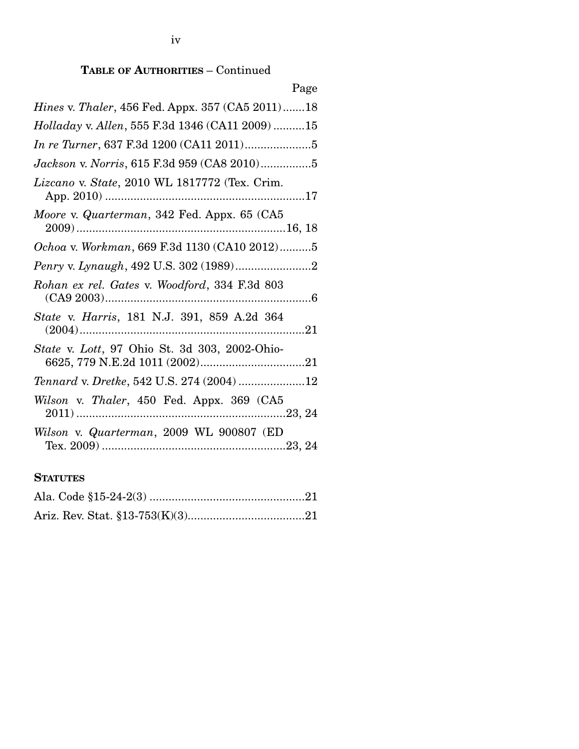**TABLE OF AUTHORITIES** – Continued

Page

*Hines* v. *Thaler*, 456 Fed. Appx. 357 (CA5 2011).......18

*Holladay* v. *Allen*, 555 F.3d 1346 (CA11 2009)..........15

*In re Turner*, 637 F.3d 1200 (CA11 2011).....................5

*Jackson* v. *Norris*, 615 F.3d 959 (CA8 2010)................5

*Lizcano* v. *State*, 2010 WL 1817772 (Tex. Crim. App. 2010)...............................................................17

*Moore* v. *Quarterman*, 342 Fed. Appx. 65 (CA5 2009).................................................................16, 18

*Ochoa* v. *Workman*, 669 F.3d 1130 (CA10 2012)..........5

*Penry* v. *Lynaugh*, 492 U.S. 302 (1989)........................2

*Rohan ex rel. Gates* v. *Woodford*, 334 F.3d 803 (CA9 2003).................................................................6

*State* v. *Harris*, 181 N.J. 391, 859 A.2d 364 (2004).......................................................................21

*State* v. *Lott*, 97 Ohio St. 3d 303, 2002-Ohio-6625, 779 N.E.2d 1011 (2002).................................21

*Tennard* v. *Dretke*, 542 U.S. 274 (2004).....................12

*Wilson* v. *Thaler*, 450 Fed. Appx. 369 (CA5 2011).................................................................23, 24

*Wilson* v. *Quarterman*, 2009 WL 900807 (ED Tex. 2009).........................................................23, 24

**STATUTES**

Ala. Code §15-24-2(3)..................................................21

Ariz. Rev. Stat. §13-753(K)(3)......................................21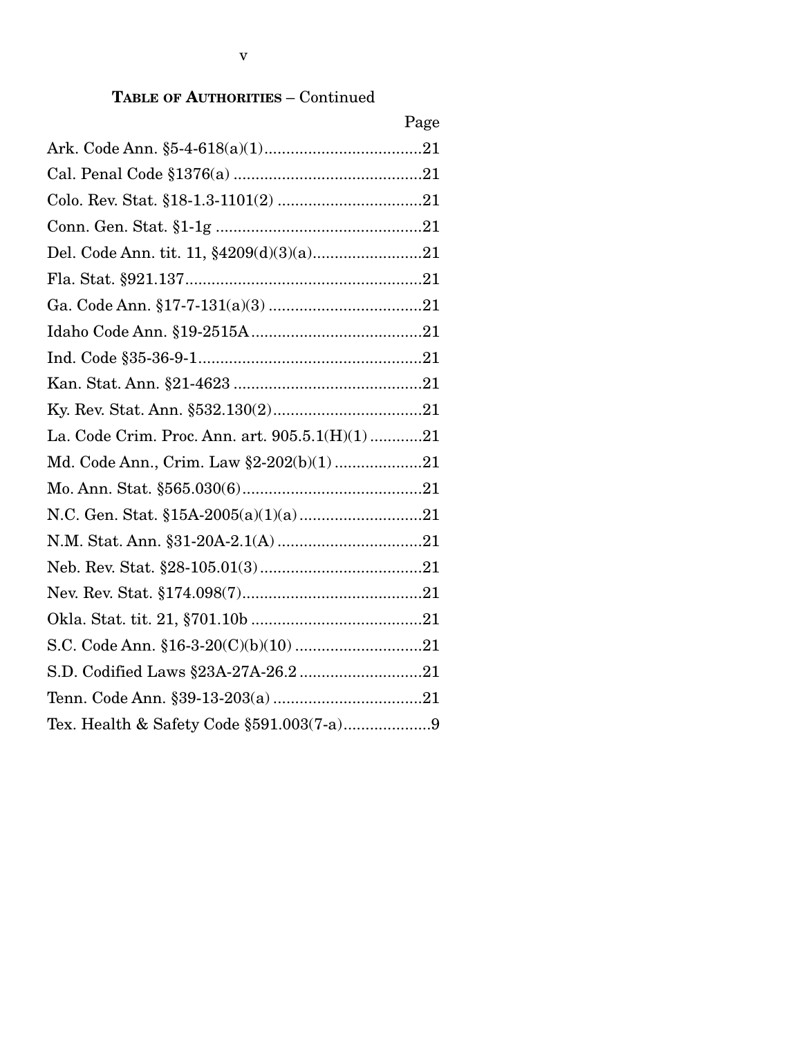**TABLE OF AUTHORITIES** – Continued

| | Page |
|---|---|
| Ark. Code Ann. §5-4-618(a)(1) | 21 |
| Cal. Penal Code §1376(a) | 21 |
| Colo. Rev. Stat. §18-1.3-1101(2) | 21 |
| Conn. Gen. Stat. §1-1g | 21 |
| Del. Code Ann. tit. 11, §4209(d)(3)(a) | 21 |
| Fla. Stat. §921.137 | 21 |
| Ga. Code Ann. §17-7-131(a)(3) | 21 |
| Idaho Code Ann. §19-2515A | 21 |
| Ind. Code §35-36-9-1 | 21 |
| Kan. Stat. Ann. §21-4623 | 21 |
| Ky. Rev. Stat. Ann. §532.130(2) | 21 |
| La. Code Crim. Proc. Ann. art. 905.5.1(H)(1) | 21 |
| Md. Code Ann., Crim. Law §2-202(b)(1) | 21 |
| Mo. Ann. Stat. §565.030(6) | 21 |
| N.C. Gen. Stat. §15A-2005(a)(1)(a) | 21 |
| N.M. Stat. Ann. §31-20A-2.1(A) | 21 |
| Neb. Rev. Stat. §28-105.01(3) | 21 |
| Nev. Rev. Stat. §174.098(7) | 21 |
| Okla. Stat. tit. 21, §701.10b | 21 |
| S.C. Code Ann. §16-3-20(C)(b)(10) | 21 |
| S.D. Codified Laws §23A-27A-26.2 | 21 |
| Tenn. Code Ann. §39-13-203(a) | 21 |
| Tex. Health & Safety Code §591.003(7-a) | 9 |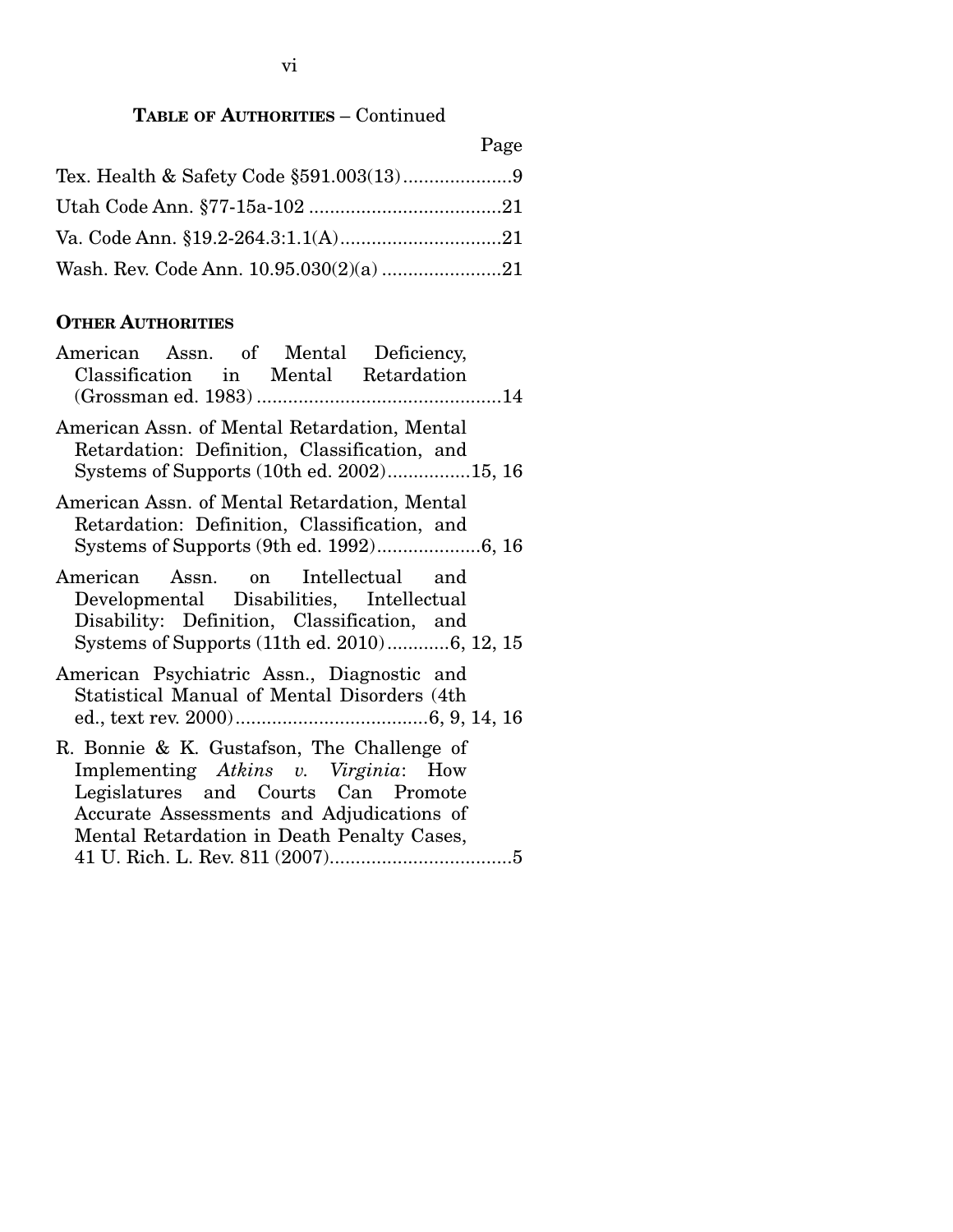**TABLE OF AUTHORITIES** – Continued

Page

Tex. Health & Safety Code §591.003(13) .....................9

Utah Code Ann. §77-15a-102 .....................................21

Va. Code Ann. §19.2-264.3:1.1(A) ...............................21

Wash. Rev. Code Ann. 10.95.030(2)(a) .......................21

**OTHER AUTHORITIES**

American Assn. of Mental Deficiency, Classification in Mental Retardation (Grossman ed. 1983) ...............................................14

American Assn. of Mental Retardation, Mental Retardation: Definition, Classification, and Systems of Supports (10th ed. 2002) ................15, 16

American Assn. of Mental Retardation, Mental Retardation: Definition, Classification, and Systems of Supports (9th ed. 1992) ....................6, 16

American Assn. on Intellectual and Developmental Disabilities, Intellectual Disability: Definition, Classification, and Systems of Supports (11th ed. 2010) ............6, 12, 15

American Psychiatric Assn., Diagnostic and Statistical Manual of Mental Disorders (4th ed., text rev. 2000) .....................................6, 9, 14, 16

R. Bonnie & K. Gustafson, The Challenge of Implementing *Atkins v. Virginia*: How Legislatures and Courts Can Promote Accurate Assessments and Adjudications of Mental Retardation in Death Penalty Cases, 41 U. Rich. L. Rev. 811 (2007) ...................................5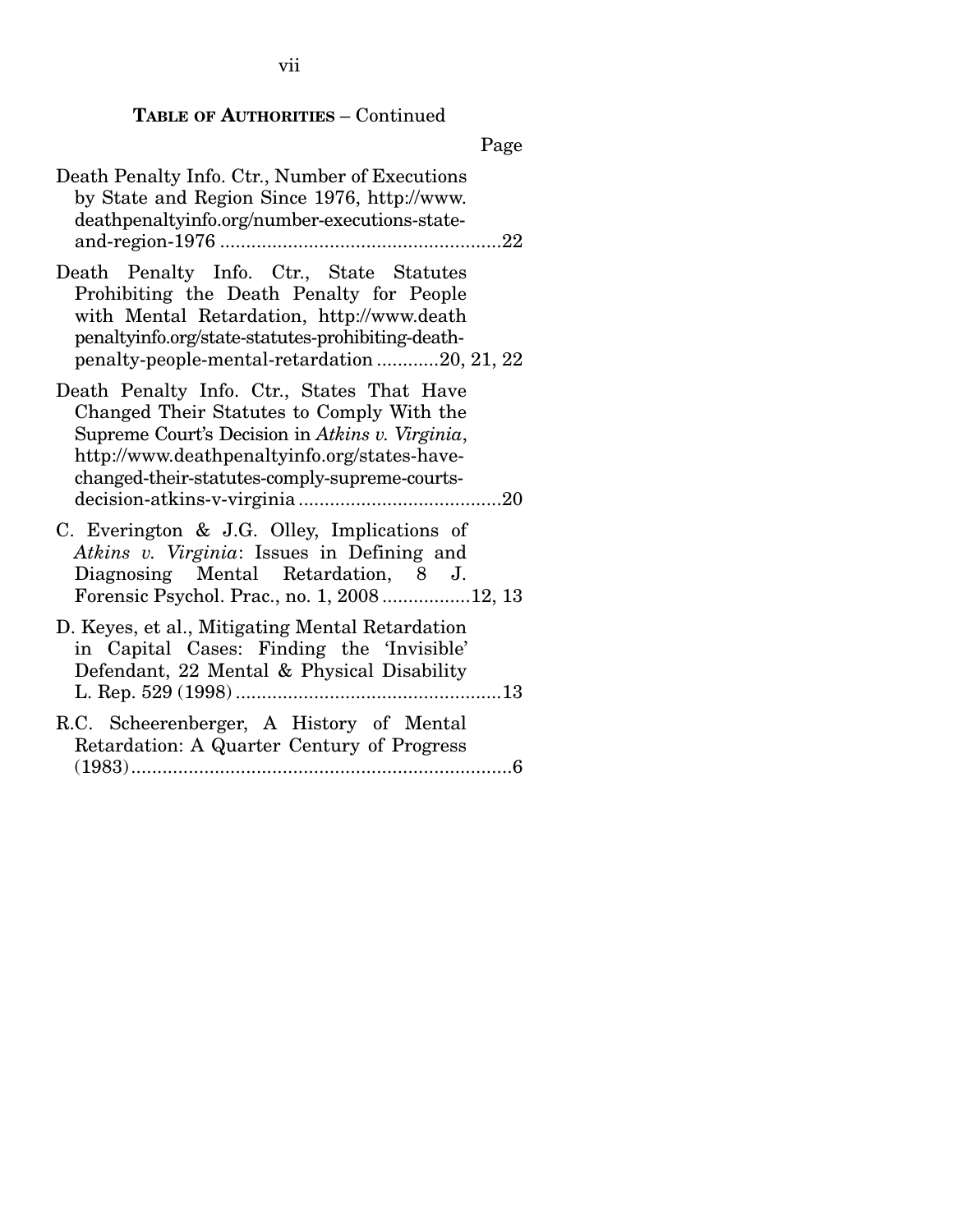**TABLE OF AUTHORITIES** – Continued

Page

Death Penalty Info. Ctr., Number of Executions by State and Region Since 1976, http://www.deathpenaltyinfo.org/number-executions-state-and-region-1976 ......................................................22

Death Penalty Info. Ctr., State Statutes Prohibiting the Death Penalty for People with Mental Retardation, http://www.deathpenaltyinfo.org/state-statutes-prohibiting-death-penalty-people-mental-retardation ............20, 21, 22

Death Penalty Info. Ctr., States That Have Changed Their Statutes to Comply With the Supreme Court's Decision in *Atkins v. Virginia*, http://www.deathpenaltyinfo.org/states-have-changed-their-statutes-comply-supreme-courts-decision-atkins-v-virginia .......................................20

C. Everington & J.G. Olley, Implications of *Atkins v. Virginia*: Issues in Defining and Diagnosing Mental Retardation, 8 J. Forensic Psychol. Prac., no. 1, 2008 .................12, 13

D. Keyes, et al., Mitigating Mental Retardation in Capital Cases: Finding the 'Invisible' Defendant, 22 Mental & Physical Disability L. Rep. 529 (1998) ...................................................13

R.C. Scheerenberger, A History of Mental Retardation: A Quarter Century of Progress (1983) .........................................................................6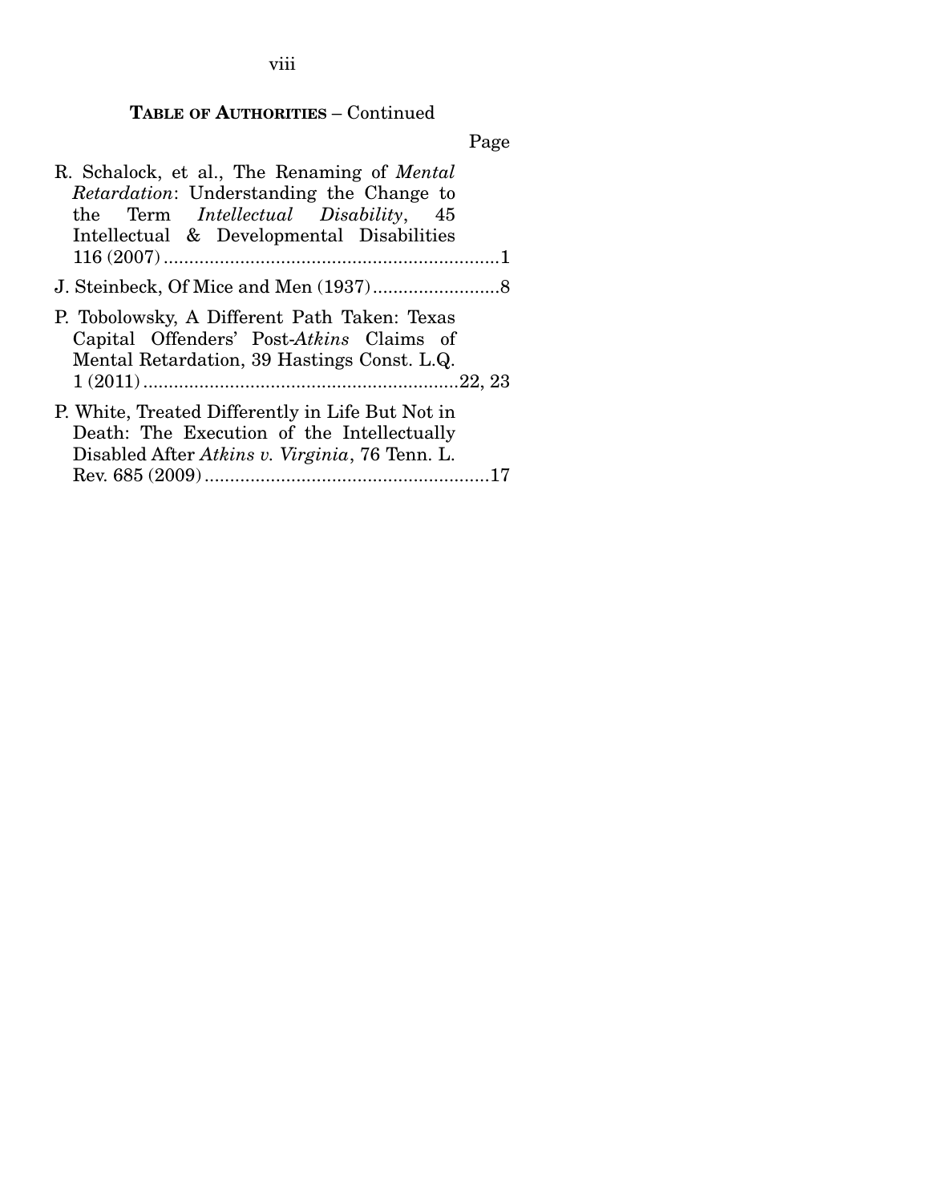**TABLE OF AUTHORITIES** – Continued

Page

R. Schalock, et al., The Renaming of *Mental Retardation*: Understanding the Change to the Term *Intellectual Disability*, 45 Intellectual & Developmental Disabilities 116 (2007) .......................................................................1

J. Steinbeck, Of Mice and Men (1937).........................8

P. Tobolowsky, A Different Path Taken: Texas Capital Offenders' Post-*Atkins* Claims of Mental Retardation, 39 Hastings Const. L.Q. 1 (2011) ..............................................................22, 23

P. White, Treated Differently in Life But Not in Death: The Execution of the Intellectually Disabled After *Atkins v. Virginia*, 76 Tenn. L. Rev. 685 (2009) ........................................................17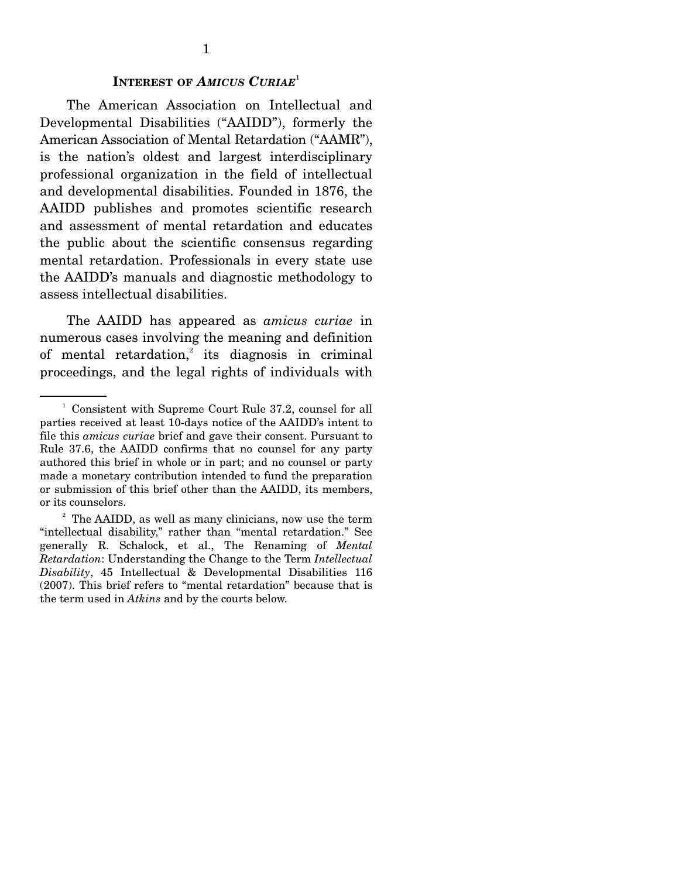## INTEREST OF *AMICUS CURIAE*[1]

The American Association on Intellectual and Developmental Disabilities ("AAIDD"), formerly the American Association of Mental Retardation ("AAMR"), is the nation's oldest and largest interdisciplinary professional organization in the field of intellectual and developmental disabilities. Founded in 1876, the AAIDD publishes and promotes scientific research and assessment of mental retardation and educates the public about the scientific consensus regarding mental retardation. Professionals in every state use the AAIDD's manuals and diagnostic methodology to assess intellectual disabilities.

The AAIDD has appeared as *amicus curiae* in numerous cases involving the meaning and definition of mental retardation,[2] its diagnosis in criminal proceedings, and the legal rights of individuals with

---

[1] Consistent with Supreme Court Rule 37.2, counsel for all parties received at least 10-days notice of the AAIDD's intent to file this *amicus curiae* brief and gave their consent. Pursuant to Rule 37.6, the AAIDD confirms that no counsel for any party authored this brief in whole or in part; and no counsel or party made a monetary contribution intended to fund the preparation or submission of this brief other than the AAIDD, its members, or its counselors.

[2] The AAIDD, as well as many clinicians, now use the term "intellectual disability," rather than "mental retardation." See generally R. Schalock, et al., The Renaming of *Mental Retardation*: Understanding the Change to the Term *Intellectual Disability*, 45 Intellectual & Developmental Disabilities 116 (2007). This brief refers to "mental retardation" because that is the term used in *Atkins* and by the courts below.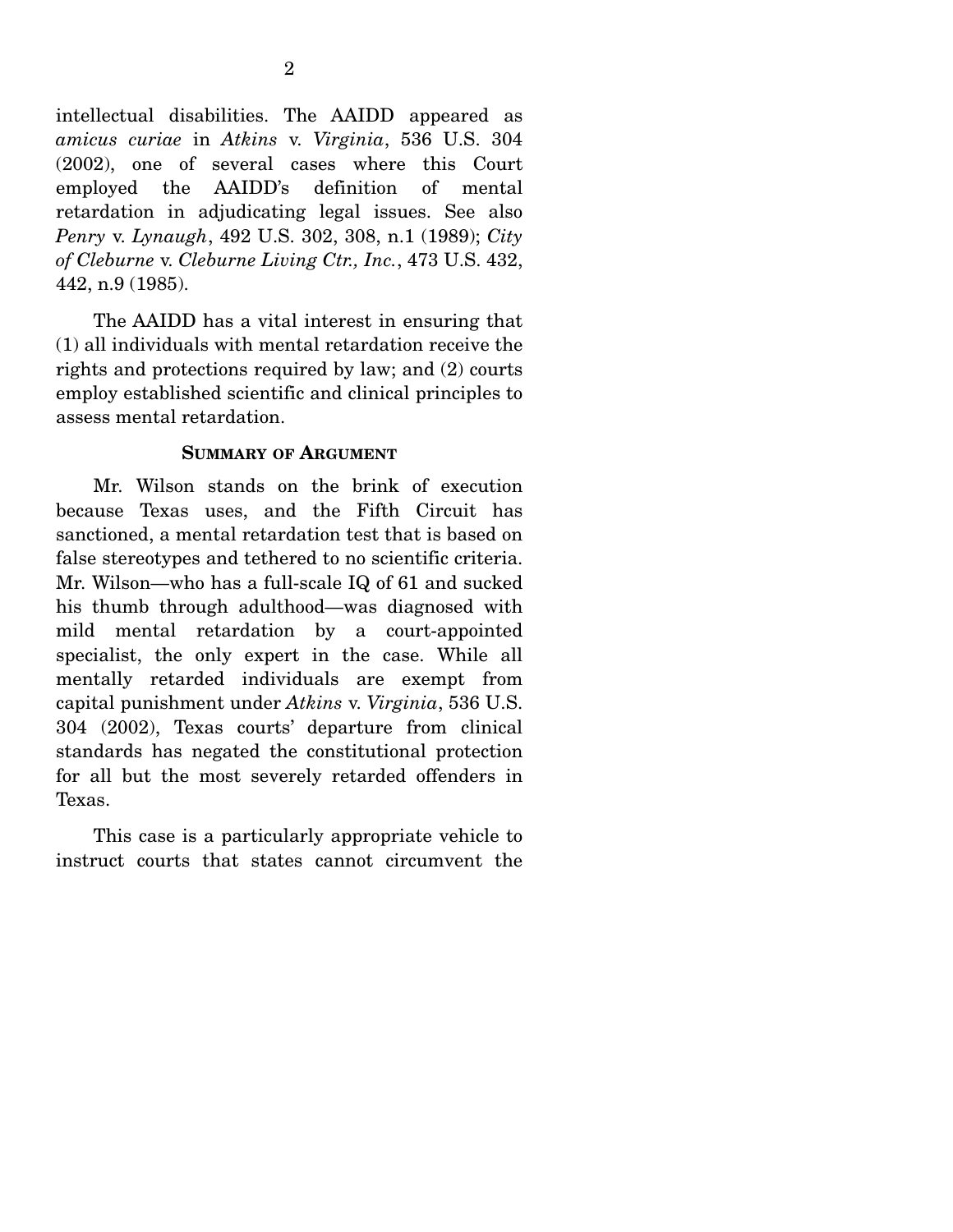intellectual disabilities. The AAIDD appeared as *amicus curiae* in *Atkins* v. *Virginia*, 536 U.S. 304 (2002), one of several cases where this Court employed the AAIDD's definition of mental retardation in adjudicating legal issues. See also *Penry* v. *Lynaugh*, 492 U.S. 302, 308, n.1 (1989); *City of Cleburne* v. *Cleburne Living Ctr., Inc.*, 473 U.S. 432, 442, n.9 (1985).

The AAIDD has a vital interest in ensuring that (1) all individuals with mental retardation receive the rights and protections required by law; and (2) courts employ established scientific and clinical principles to assess mental retardation.

## SUMMARY OF ARGUMENT

Mr. Wilson stands on the brink of execution because Texas uses, and the Fifth Circuit has sanctioned, a mental retardation test that is based on false stereotypes and tethered to no scientific criteria. Mr. Wilson—who has a full-scale IQ of 61 and sucked his thumb through adulthood—was diagnosed with mild mental retardation by a court-appointed specialist, the only expert in the case. While all mentally retarded individuals are exempt from capital punishment under *Atkins* v. *Virginia*, 536 U.S. 304 (2002), Texas courts' departure from clinical standards has negated the constitutional protection for all but the most severely retarded offenders in Texas.

This case is a particularly appropriate vehicle to instruct courts that states cannot circumvent the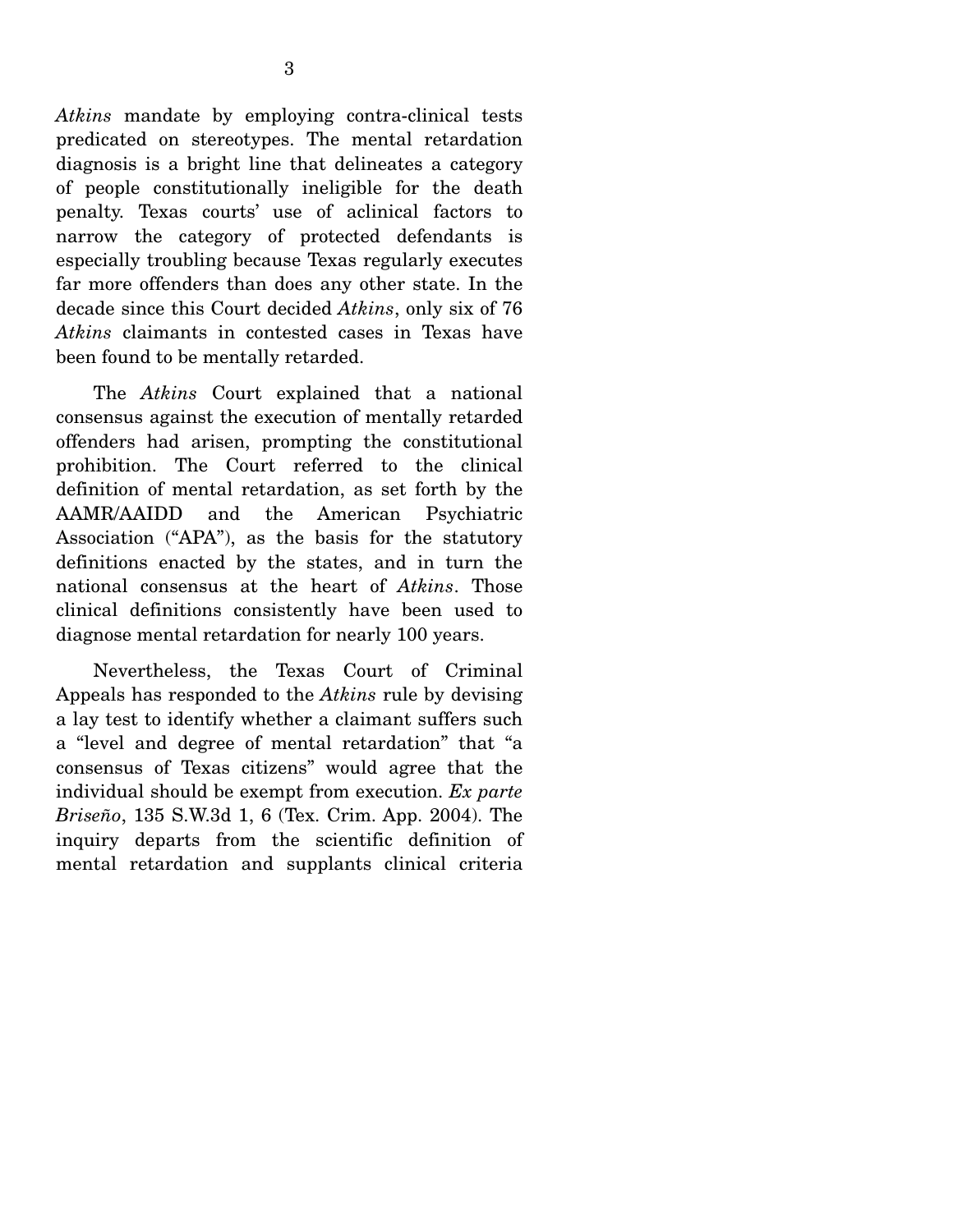*Atkins* mandate by employing contra-clinical tests predicated on stereotypes. The mental retardation diagnosis is a bright line that delineates a category of people constitutionally ineligible for the death penalty. Texas courts' use of aclinical factors to narrow the category of protected defendants is especially troubling because Texas regularly executes far more offenders than does any other state. In the decade since this Court decided *Atkins*, only six of 76 *Atkins* claimants in contested cases in Texas have been found to be mentally retarded.

The *Atkins* Court explained that a national consensus against the execution of mentally retarded offenders had arisen, prompting the constitutional prohibition. The Court referred to the clinical definition of mental retardation, as set forth by the AAMR/AAIDD and the American Psychiatric Association ("APA"), as the basis for the statutory definitions enacted by the states, and in turn the national consensus at the heart of *Atkins*. Those clinical definitions consistently have been used to diagnose mental retardation for nearly 100 years.

Nevertheless, the Texas Court of Criminal Appeals has responded to the *Atkins* rule by devising a lay test to identify whether a claimant suffers such a "level and degree of mental retardation" that "a consensus of Texas citizens" would agree that the individual should be exempt from execution. *Ex parte Briseño*, 135 S.W.3d 1, 6 (Tex. Crim. App. 2004). The inquiry departs from the scientific definition of mental retardation and supplants clinical criteria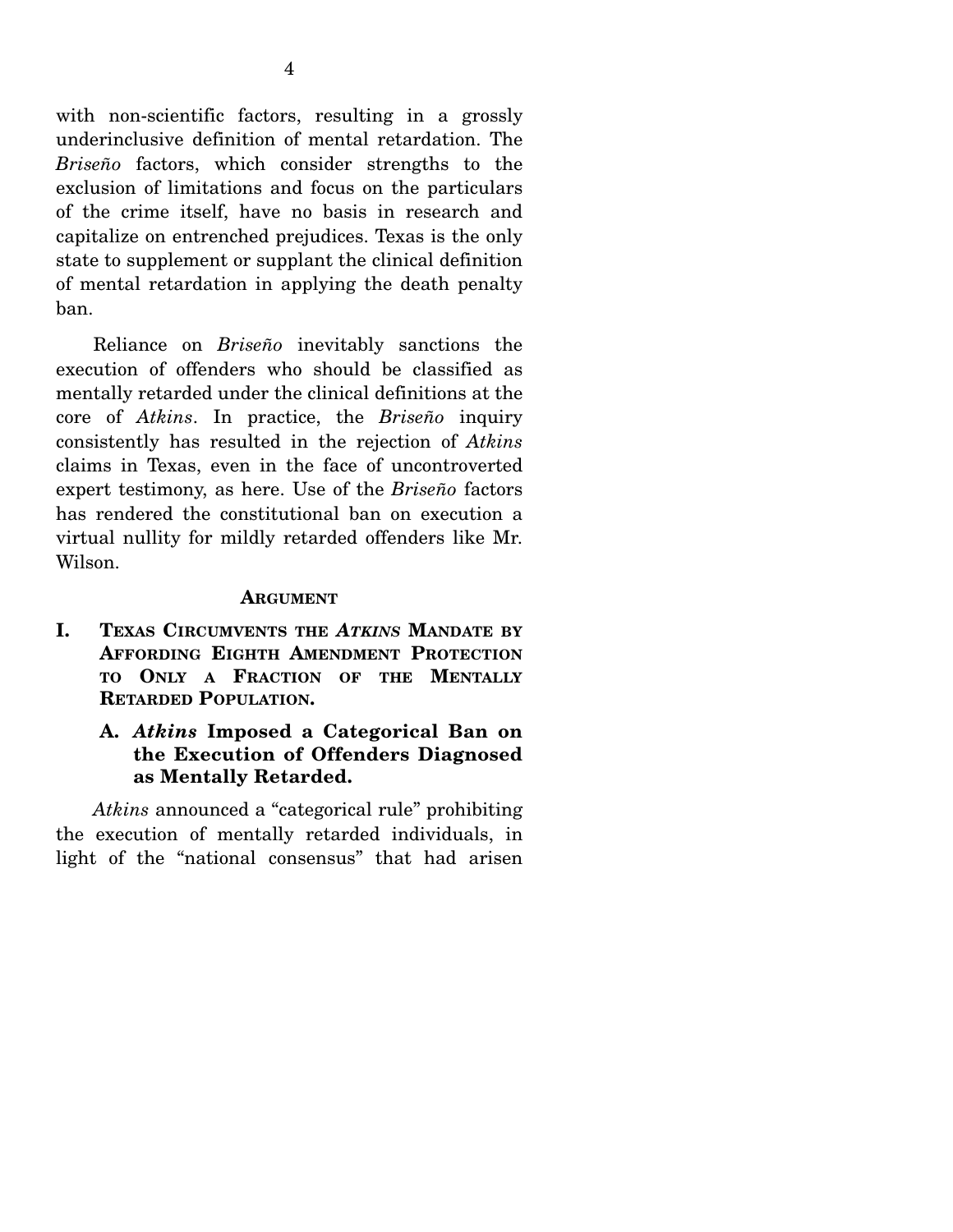with non-scientific factors, resulting in a grossly underinclusive definition of mental retardation. The *Briseño* factors, which consider strengths to the exclusion of limitations and focus on the particulars of the crime itself, have no basis in research and capitalize on entrenched prejudices. Texas is the only state to supplement or supplant the clinical definition of mental retardation in applying the death penalty ban.

Reliance on *Briseño* inevitably sanctions the execution of offenders who should be classified as mentally retarded under the clinical definitions at the core of *Atkins*. In practice, the *Briseño* inquiry consistently has resulted in the rejection of *Atkins* claims in Texas, even in the face of uncontroverted expert testimony, as here. Use of the *Briseño* factors has rendered the constitutional ban on execution a virtual nullity for mildly retarded offenders like Mr. Wilson.

## ARGUMENT

### I. TEXAS CIRCUMVENTS THE *ATKINS* MANDATE BY AFFORDING EIGHTH AMENDMENT PROTECTION TO ONLY A FRACTION OF THE MENTALLY RETARDED POPULATION.

#### A. *Atkins* Imposed a Categorical Ban on the Execution of Offenders Diagnosed as Mentally Retarded.

*Atkins* announced a "categorical rule" prohibiting the execution of mentally retarded individuals, in light of the "national consensus" that had arisen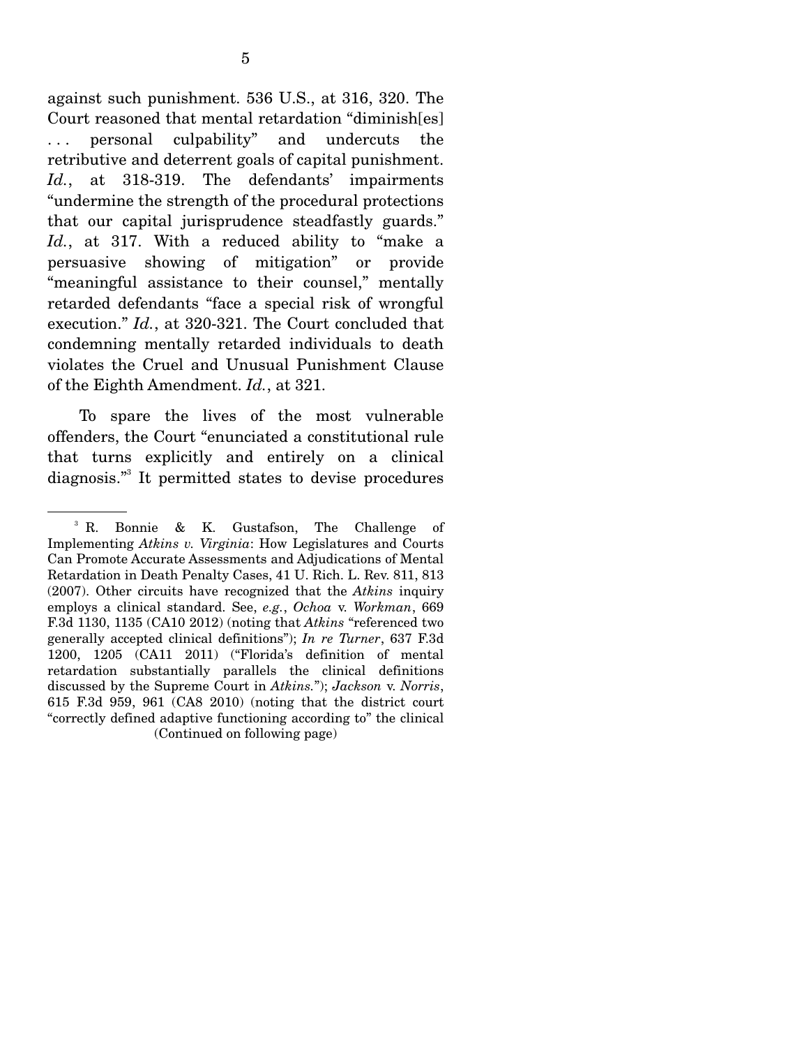against such punishment. 536 U.S., at 316, 320. The Court reasoned that mental retardation "diminish[es] . . . personal culpability" and undercuts the retributive and deterrent goals of capital punishment. *Id.*, at 318-319. The defendants' impairments "undermine the strength of the procedural protections that our capital jurisprudence steadfastly guards." *Id.*, at 317. With a reduced ability to "make a persuasive showing of mitigation" or provide "meaningful assistance to their counsel," mentally retarded defendants "face a special risk of wrongful execution." *Id.*, at 320-321. The Court concluded that condemning mentally retarded individuals to death violates the Cruel and Unusual Punishment Clause of the Eighth Amendment. *Id.*, at 321.

To spare the lives of the most vulnerable offenders, the Court "enunciated a constitutional rule that turns explicitly and entirely on a clinical diagnosis."[3] It permitted states to devise procedures

---

[3] R. Bonnie & K. Gustafson, The Challenge of Implementing *Atkins v. Virginia*: How Legislatures and Courts Can Promote Accurate Assessments and Adjudications of Mental Retardation in Death Penalty Cases, 41 U. Rich. L. Rev. 811, 813 (2007). Other circuits have recognized that the *Atkins* inquiry employs a clinical standard. See, *e.g.*, *Ochoa* v. *Workman*, 669 F.3d 1130, 1135 (CA10 2012) (noting that *Atkins* "referenced two generally accepted clinical definitions"); *In re Turner*, 637 F.3d 1200, 1205 (CA11 2011) ("Florida's definition of mental retardation substantially parallels the clinical definitions discussed by the Supreme Court in *Atkins*."); *Jackson* v. *Norris*, 615 F.3d 959, 961 (CA8 2010) (noting that the district court "correctly defined adaptive functioning according to" the clinical

(Continued on following page)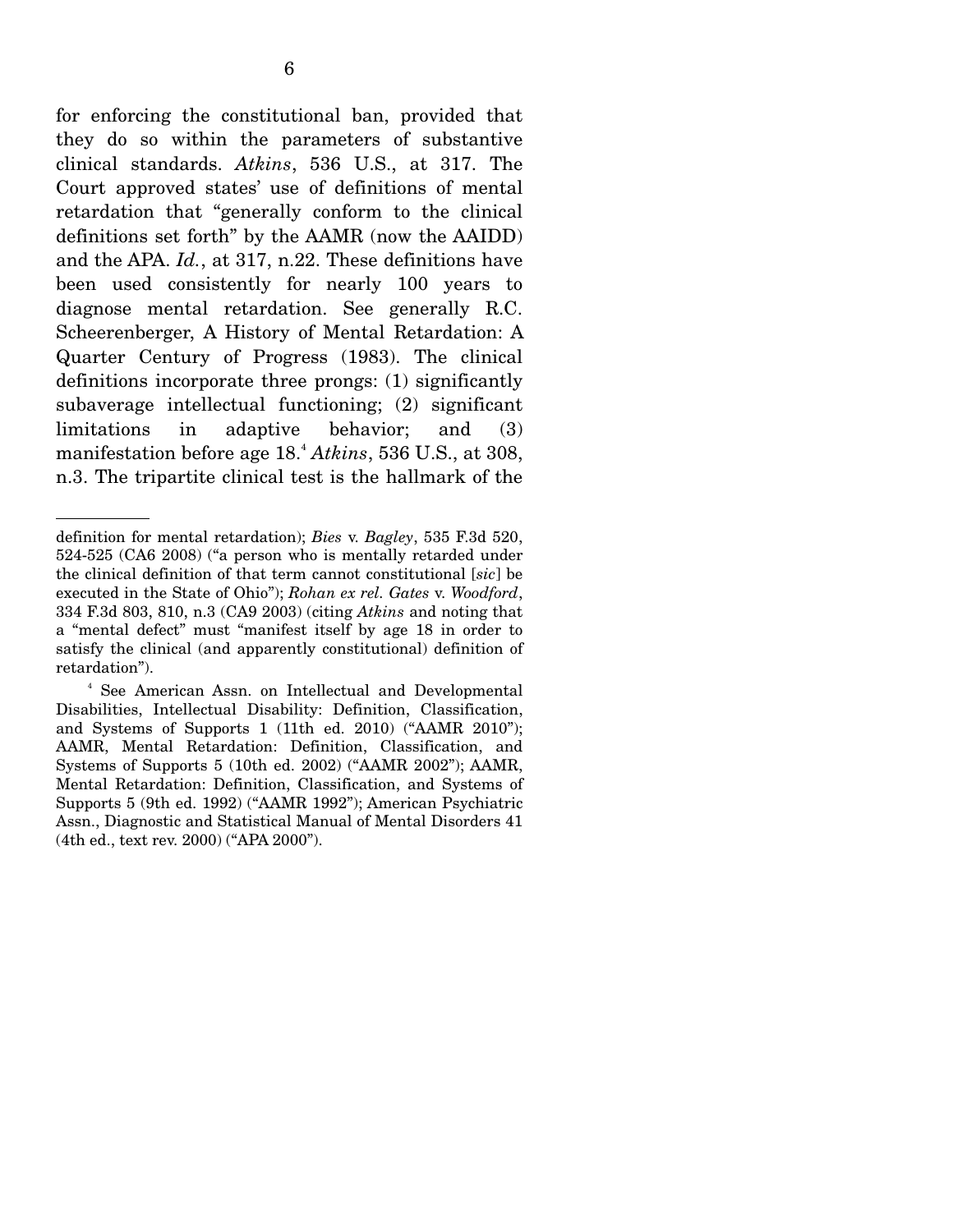for enforcing the constitutional ban, provided that they do so within the parameters of substantive clinical standards. *Atkins*, 536 U.S., at 317. The Court approved states' use of definitions of mental retardation that "generally conform to the clinical definitions set forth" by the AAMR (now the AAIDD) and the APA. *Id.*, at 317, n.22. These definitions have been used consistently for nearly 100 years to diagnose mental retardation. See generally R.C. Scheerenberger, A History of Mental Retardation: A Quarter Century of Progress (1983). The clinical definitions incorporate three prongs: (1) significantly subaverage intellectual functioning; (2) significant limitations in adaptive behavior; and (3) manifestation before age 18.[4] *Atkins*, 536 U.S., at 308, n.3. The tripartite clinical test is the hallmark of the

---

definition for mental retardation); *Bies* v. *Bagley*, 535 F.3d 520, 524-525 (CA6 2008) ("a person who is mentally retarded under the clinical definition of that term cannot constitutional [*sic*] be executed in the State of Ohio"); *Rohan ex rel. Gates* v. *Woodford*, 334 F.3d 803, 810, n.3 (CA9 2003) (citing *Atkins* and noting that a "mental defect" must "manifest itself by age 18 in order to satisfy the clinical (and apparently constitutional) definition of retardation").

[4] See American Assn. on Intellectual and Developmental Disabilities, Intellectual Disability: Definition, Classification, and Systems of Supports 1 (11th ed. 2010) ("AAMR 2010"); AAMR, Mental Retardation: Definition, Classification, and Systems of Supports 5 (10th ed. 2002) ("AAMR 2002"); AAMR, Mental Retardation: Definition, Classification, and Systems of Supports 5 (9th ed. 1992) ("AAMR 1992"); American Psychiatric Assn., Diagnostic and Statistical Manual of Mental Disorders 41 (4th ed., text rev. 2000) ("APA 2000").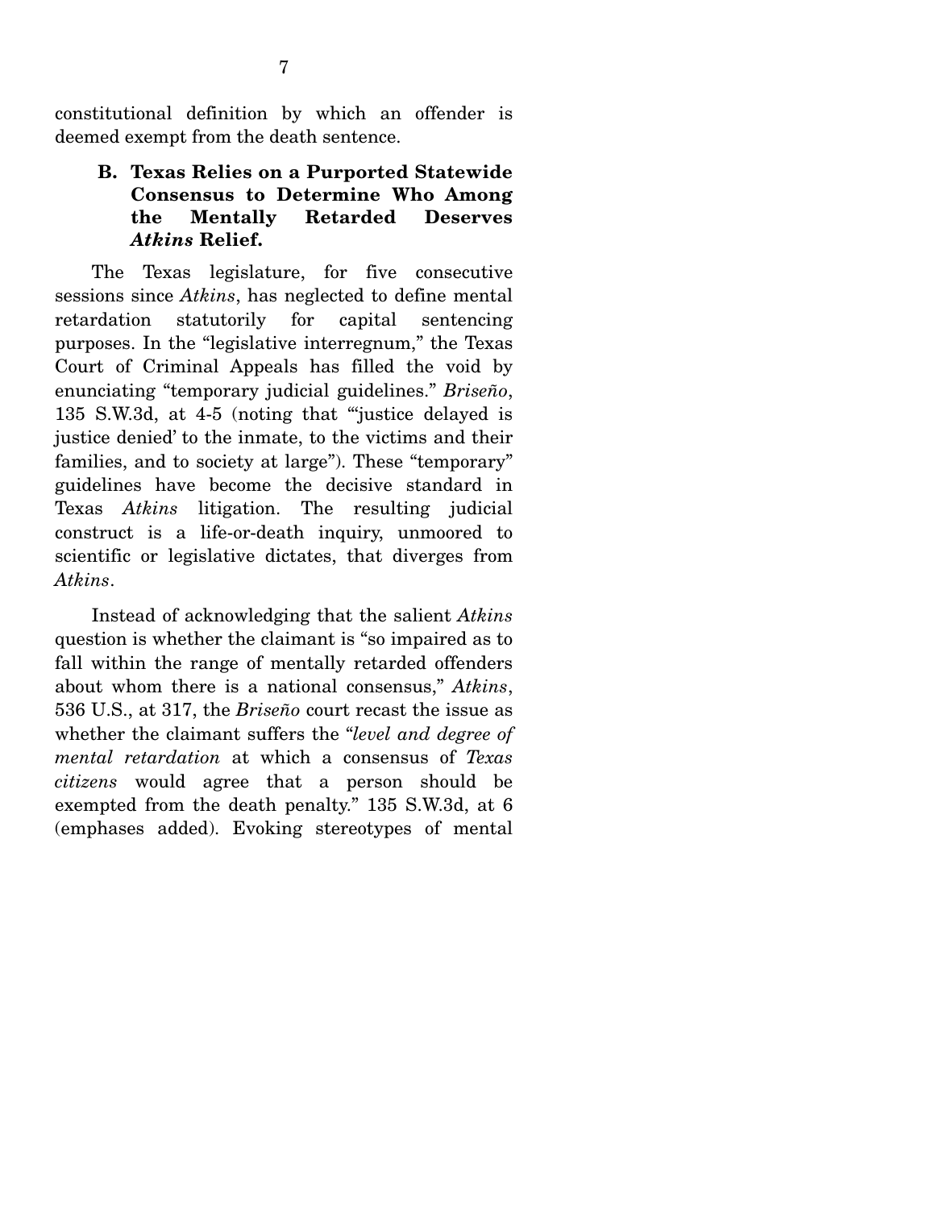constitutional definition by which an offender is deemed exempt from the death sentence.

### B. Texas Relies on a Purported Statewide Consensus to Determine Who Among the Mentally Retarded Deserves *Atkins* Relief.

The Texas legislature, for five consecutive sessions since *Atkins*, has neglected to define mental retardation statutorily for capital sentencing purposes. In the "legislative interregnum," the Texas Court of Criminal Appeals has filled the void by enunciating "temporary judicial guidelines." *Briseño*, 135 S.W.3d, at 4-5 (noting that "'justice delayed is justice denied' to the inmate, to the victims and their families, and to society at large"). These "temporary" guidelines have become the decisive standard in Texas *Atkins* litigation. The resulting judicial construct is a life-or-death inquiry, unmoored to scientific or legislative dictates, that diverges from *Atkins*.

Instead of acknowledging that the salient *Atkins* question is whether the claimant is "so impaired as to fall within the range of mentally retarded offenders about whom there is a national consensus," *Atkins*, 536 U.S., at 317, the *Briseño* court recast the issue as whether the claimant suffers the "*level and degree of mental retardation* at which a consensus of *Texas citizens* would agree that a person should be exempted from the death penalty." 135 S.W.3d, at 6 (emphases added). Evoking stereotypes of mental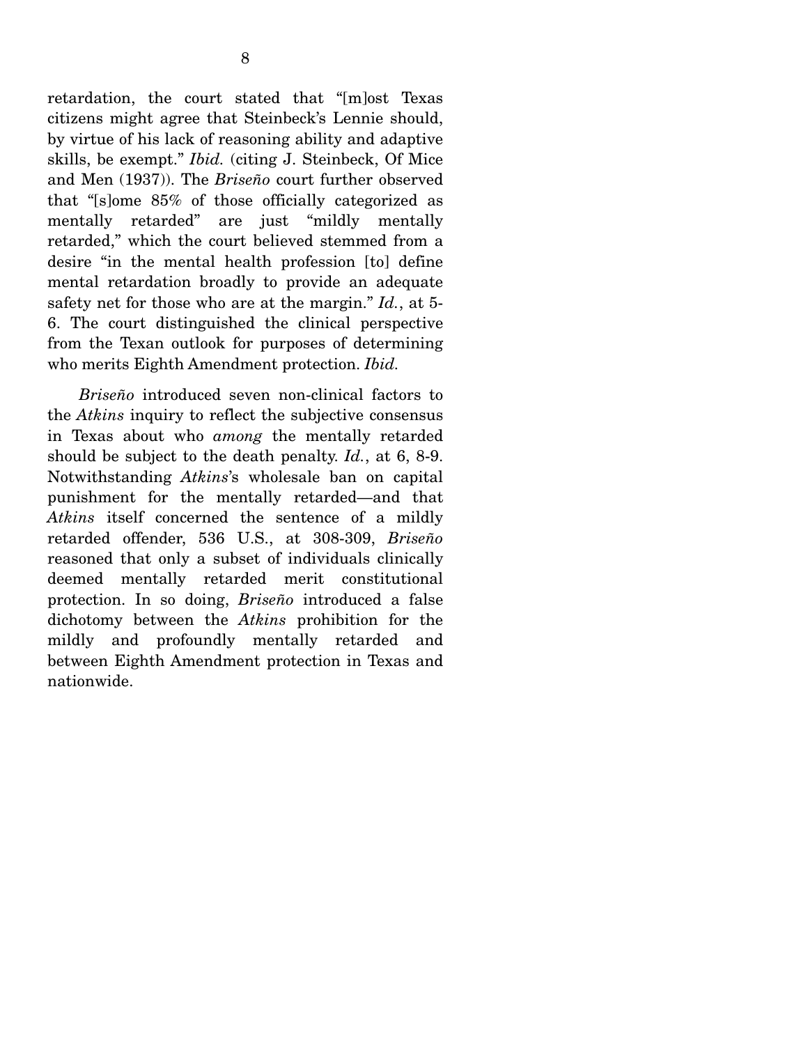retardation, the court stated that "[m]ost Texas citizens might agree that Steinbeck's Lennie should, by virtue of his lack of reasoning ability and adaptive skills, be exempt." *Ibid.* (citing J. Steinbeck, Of Mice and Men (1937)). The *Briseño* court further observed that "[s]ome 85% of those officially categorized as mentally retarded" are just "mildly mentally retarded," which the court believed stemmed from a desire "in the mental health profession [to] define mental retardation broadly to provide an adequate safety net for those who are at the margin." *Id.*, at 5-6. The court distinguished the clinical perspective from the Texan outlook for purposes of determining who merits Eighth Amendment protection. *Ibid.*

*Briseño* introduced seven non-clinical factors to the *Atkins* inquiry to reflect the subjective consensus in Texas about who *among* the mentally retarded should be subject to the death penalty. *Id.*, at 6, 8-9. Notwithstanding *Atkins*'s wholesale ban on capital punishment for the mentally retarded—and that *Atkins* itself concerned the sentence of a mildly retarded offender, 536 U.S., at 308-309, *Briseño* reasoned that only a subset of individuals clinically deemed mentally retarded merit constitutional protection. In so doing, *Briseño* introduced a false dichotomy between the *Atkins* prohibition for the mildly and profoundly mentally retarded and between Eighth Amendment protection in Texas and nationwide.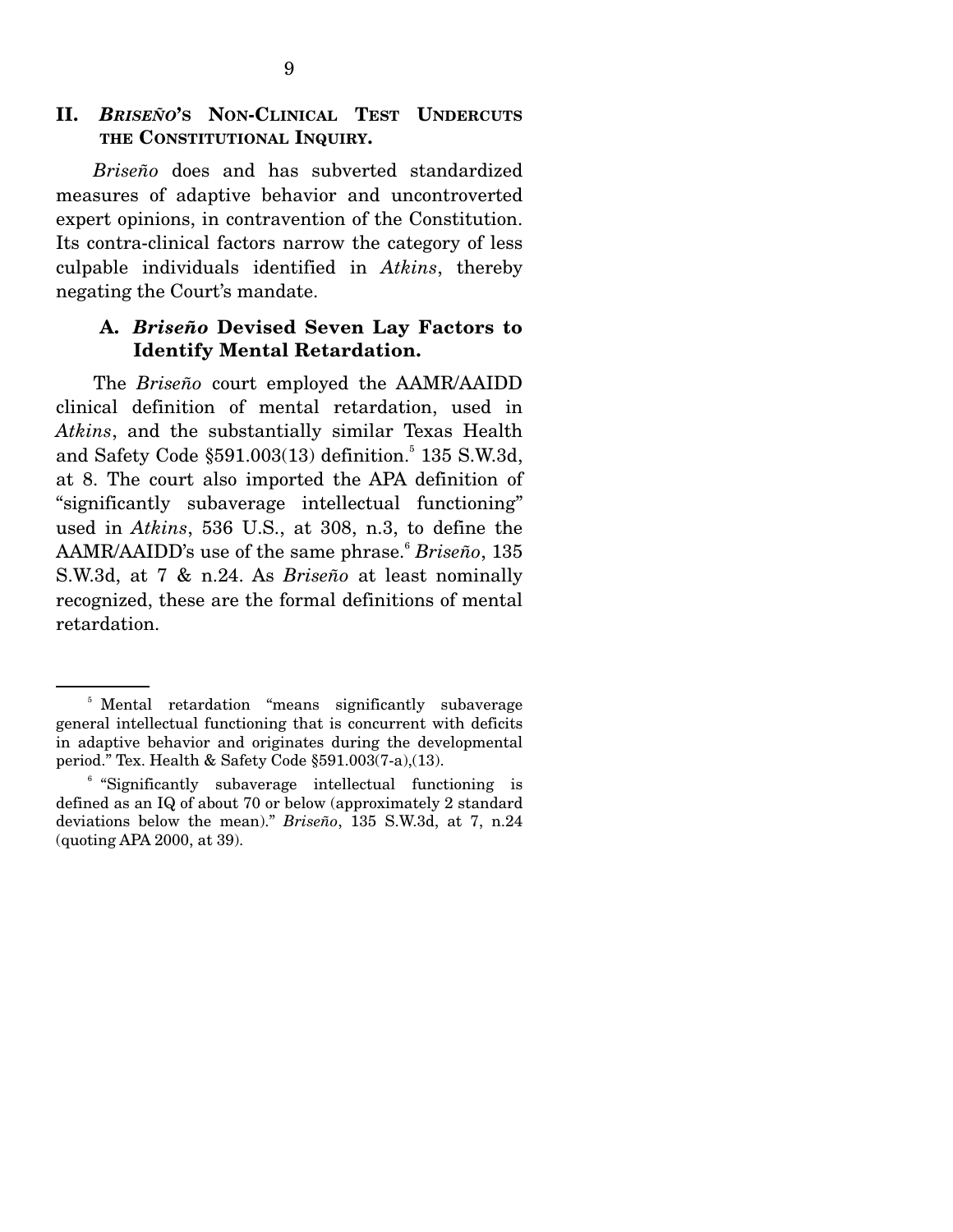## II. *BRISEÑO*'S NON-CLINICAL TEST UNDERCUTS THE CONSTITUTIONAL INQUIRY.

*Briseño* does and has subverted standardized measures of adaptive behavior and uncontroverted expert opinions, in contravention of the Constitution. Its contra-clinical factors narrow the category of less culpable individuals identified in *Atkins*, thereby negating the Court's mandate.

### A. *Briseño* Devised Seven Lay Factors to Identify Mental Retardation.

The *Briseño* court employed the AAMR/AAIDD clinical definition of mental retardation, used in *Atkins*, and the substantially similar Texas Health and Safety Code §591.003(13) definition.[5] 135 S.W.3d, at 8. The court also imported the APA definition of "significantly subaverage intellectual functioning" used in *Atkins*, 536 U.S., at 308, n.3, to define the AAMR/AAIDD's use of the same phrase.[6] *Briseño*, 135 S.W.3d, at 7 & n.24. As *Briseño* at least nominally recognized, these are the formal definitions of mental retardation.

---

[5] Mental retardation "means significantly subaverage general intellectual functioning that is concurrent with deficits in adaptive behavior and originates during the developmental period." Tex. Health & Safety Code §591.003(7-a),(13).

[6] "Significantly subaverage intellectual functioning is defined as an IQ of about 70 or below (approximately 2 standard deviations below the mean)." *Briseño*, 135 S.W.3d, at 7, n.24 (quoting APA 2000, at 39).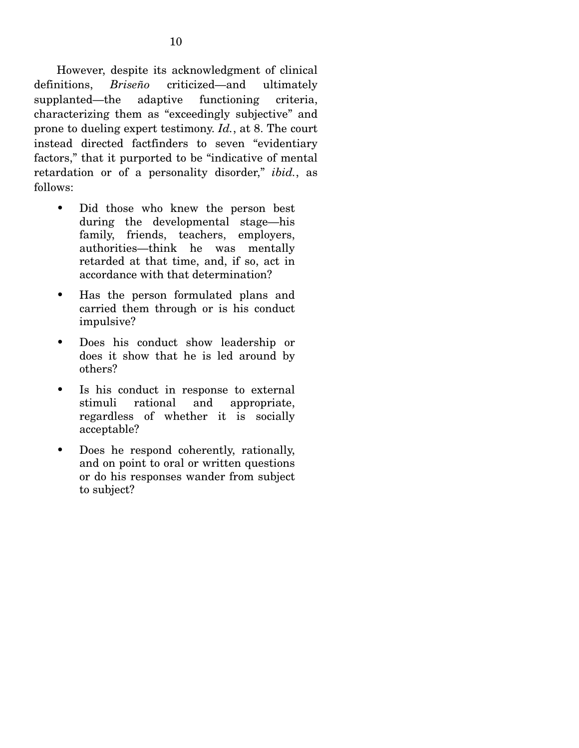However, despite its acknowledgment of clinical definitions, *Briseño* criticized—and ultimately supplanted—the adaptive functioning criteria, characterizing them as "exceedingly subjective" and prone to dueling expert testimony. *Id.*, at 8. The court instead directed factfinders to seven "evidentiary factors," that it purported to be "indicative of mental retardation or of a personality disorder," *ibid.*, as follows:

- Did those who knew the person best during the developmental stage—his family, friends, teachers, employers, authorities—think he was mentally retarded at that time, and, if so, act in accordance with that determination?
- Has the person formulated plans and carried them through or is his conduct impulsive?
- Does his conduct show leadership or does it show that he is led around by others?
- Is his conduct in response to external stimuli rational and appropriate, regardless of whether it is socially acceptable?
- Does he respond coherently, rationally, and on point to oral or written questions or do his responses wander from subject to subject?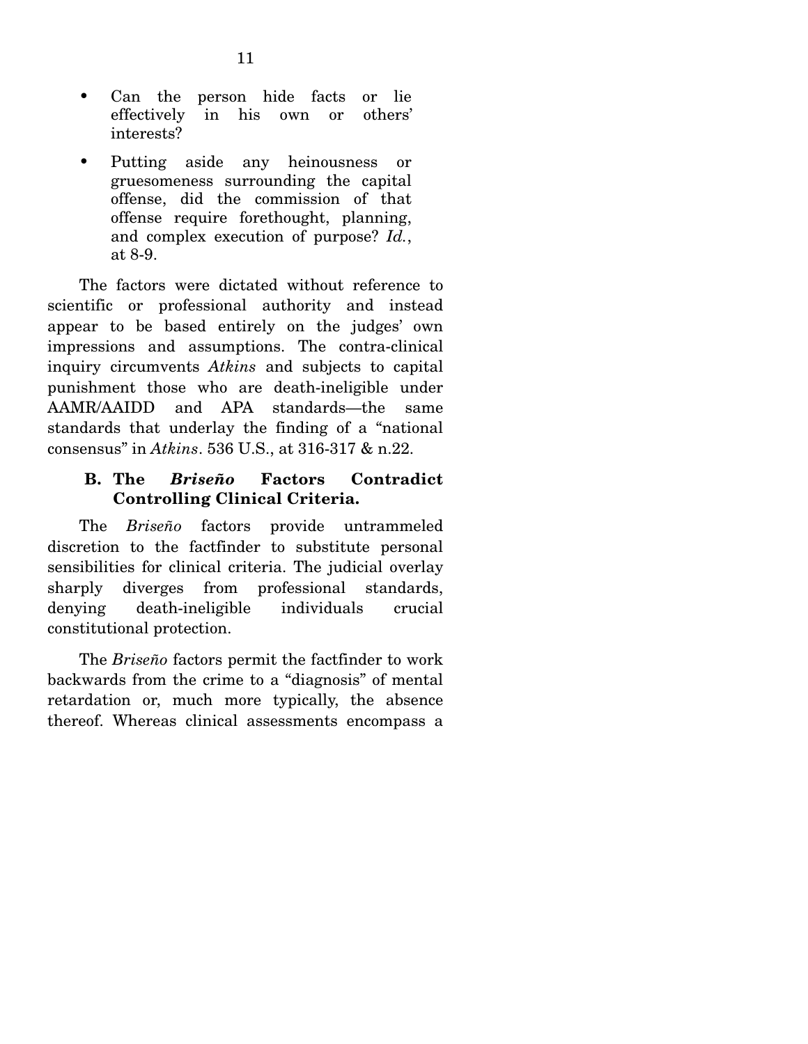- Can the person hide facts or lie effectively in his own or others' interests?
- Putting aside any heinousness or gruesomeness surrounding the capital offense, did the commission of that offense require forethought, planning, and complex execution of purpose? *Id.*, at 8-9.

The factors were dictated without reference to scientific or professional authority and instead appear to be based entirely on the judges' own impressions and assumptions. The contra-clinical inquiry circumvents *Atkins* and subjects to capital punishment those who are death-ineligible under AAMR/AAIDD and APA standards—the same standards that underlay the finding of a "national consensus" in *Atkins*. 536 U.S., at 316-317 & n.22.

### B. The *Briseño* Factors Contradict Controlling Clinical Criteria.

The *Briseño* factors provide untrammeled discretion to the factfinder to substitute personal sensibilities for clinical criteria. The judicial overlay sharply diverges from professional standards, denying death-ineligible individuals crucial constitutional protection.

The *Briseño* factors permit the factfinder to work backwards from the crime to a "diagnosis" of mental retardation or, much more typically, the absence thereof. Whereas clinical assessments encompass a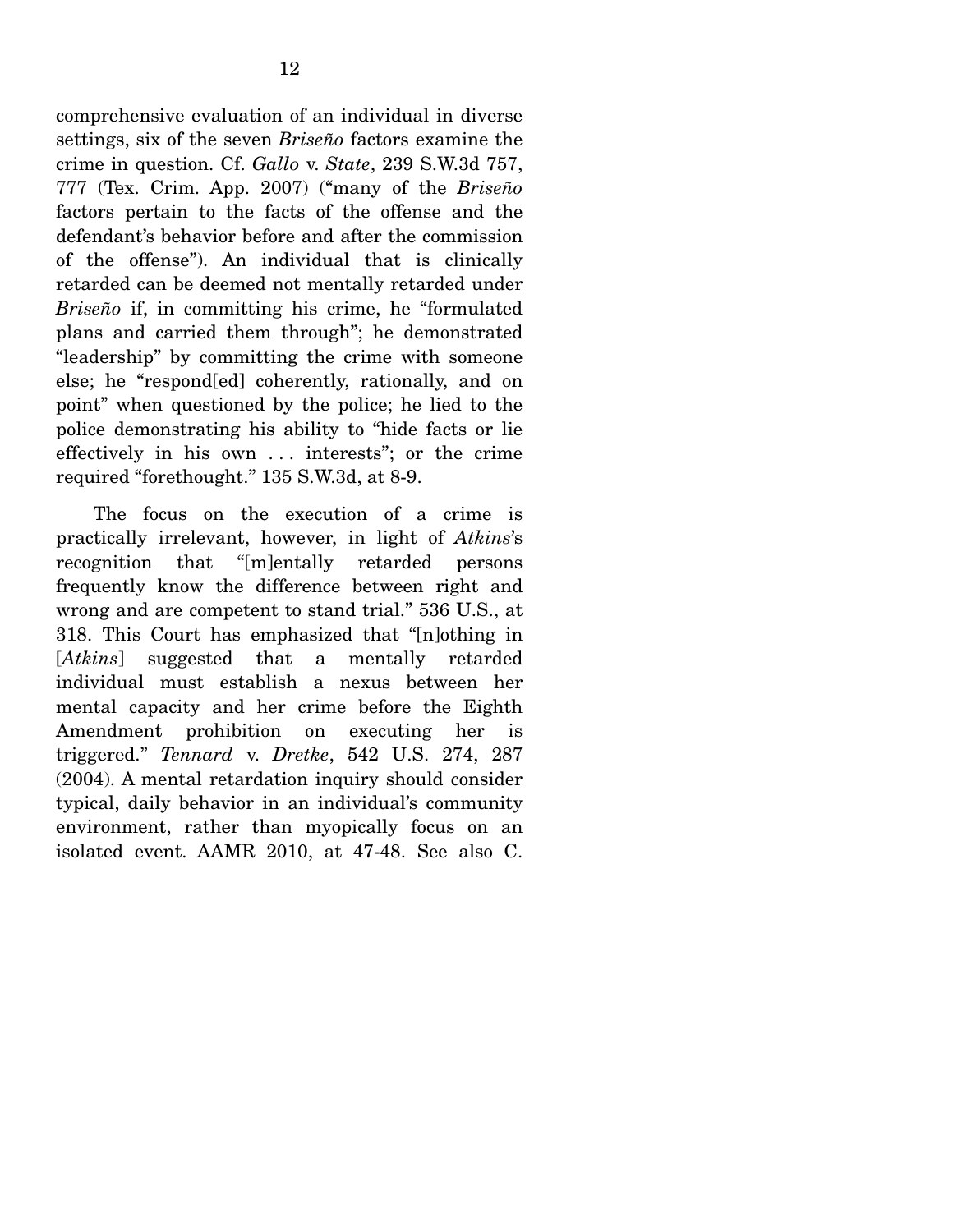comprehensive evaluation of an individual in diverse settings, six of the seven *Briseño* factors examine the crime in question. Cf. *Gallo* v. *State*, 239 S.W.3d 757, 777 (Tex. Crim. App. 2007) ("many of the *Briseño* factors pertain to the facts of the offense and the defendant's behavior before and after the commission of the offense"). An individual that is clinically retarded can be deemed not mentally retarded under *Briseño* if, in committing his crime, he "formulated plans and carried them through"; he demonstrated "leadership" by committing the crime with someone else; he "respond[ed] coherently, rationally, and on point" when questioned by the police; he lied to the police demonstrating his ability to "hide facts or lie effectively in his own . . . interests"; or the crime required "forethought." 135 S.W.3d, at 8-9.

The focus on the execution of a crime is practically irrelevant, however, in light of *Atkins*'s recognition that "[m]entally retarded persons frequently know the difference between right and wrong and are competent to stand trial." 536 U.S., at 318. This Court has emphasized that "[n]othing in [*Atkins*] suggested that a mentally retarded individual must establish a nexus between her mental capacity and her crime before the Eighth Amendment prohibition on executing her is triggered." *Tennard* v. *Dretke*, 542 U.S. 274, 287 (2004). A mental retardation inquiry should consider typical, daily behavior in an individual's community environment, rather than myopically focus on an isolated event. AAMR 2010, at 47-48. See also C.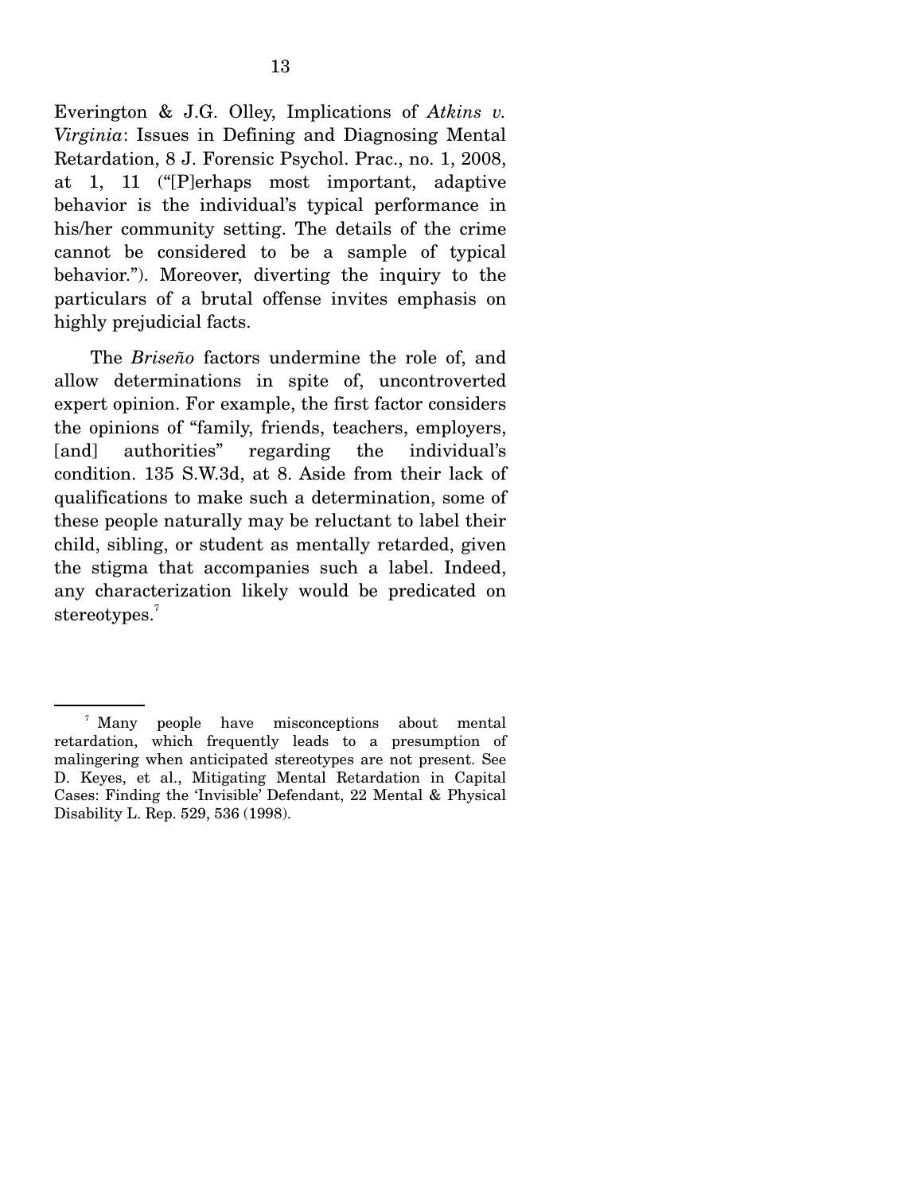Everington & J.G. Olley, Implications of *Atkins v. Virginia*: Issues in Defining and Diagnosing Mental Retardation, 8 J. Forensic Psychol. Prac., no. 1, 2008, at 1, 11 ("[P]erhaps most important, adaptive behavior is the individual's typical performance in his/her community setting. The details of the crime cannot be considered to be a sample of typical behavior."). Moreover, diverting the inquiry to the particulars of a brutal offense invites emphasis on highly prejudicial facts.

The *Briseño* factors undermine the role of, and allow determinations in spite of, uncontroverted expert opinion. For example, the first factor considers the opinions of "family, friends, teachers, employers, [and] authorities" regarding the individual's condition. 135 S.W.3d, at 8. Aside from their lack of qualifications to make such a determination, some of these people naturally may be reluctant to label their child, sibling, or student as mentally retarded, given the stigma that accompanies such a label. Indeed, any characterization likely would be predicated on stereotypes.[7]

---

[7] Many people have misconceptions about mental retardation, which frequently leads to a presumption of malingering when anticipated stereotypes are not present. See D. Keyes, et al., Mitigating Mental Retardation in Capital Cases: Finding the 'Invisible' Defendant, 22 Mental & Physical Disability L. Rep. 529, 536 (1998).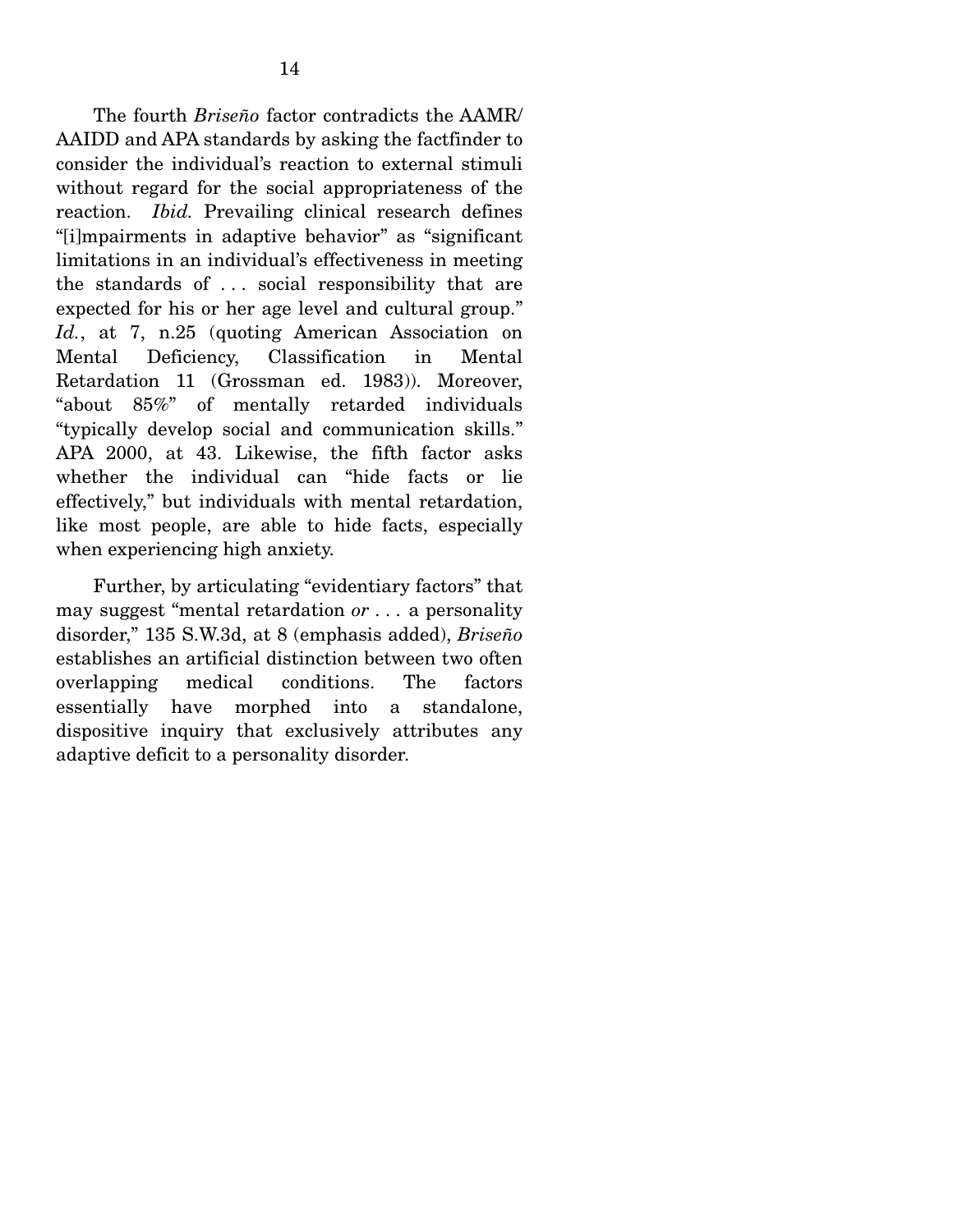The fourth *Briseño* factor contradicts the AAMR/AAIDD and APA standards by asking the factfinder to consider the individual's reaction to external stimuli without regard for the social appropriateness of the reaction. *Ibid.* Prevailing clinical research defines "[i]mpairments in adaptive behavior" as "significant limitations in an individual's effectiveness in meeting the standards of . . . social responsibility that are expected for his or her age level and cultural group." *Id.*, at 7, n.25 (quoting American Association on Mental Deficiency, Classification in Mental Retardation 11 (Grossman ed. 1983)). Moreover, "about 85%" of mentally retarded individuals "typically develop social and communication skills." APA 2000, at 43. Likewise, the fifth factor asks whether the individual can "hide facts or lie effectively," but individuals with mental retardation, like most people, are able to hide facts, especially when experiencing high anxiety.

Further, by articulating "evidentiary factors" that may suggest "mental retardation *or* . . . a personality disorder," 135 S.W.3d, at 8 (emphasis added), *Briseño* establishes an artificial distinction between two often overlapping medical conditions. The factors essentially have morphed into a standalone, dispositive inquiry that exclusively attributes any adaptive deficit to a personality disorder.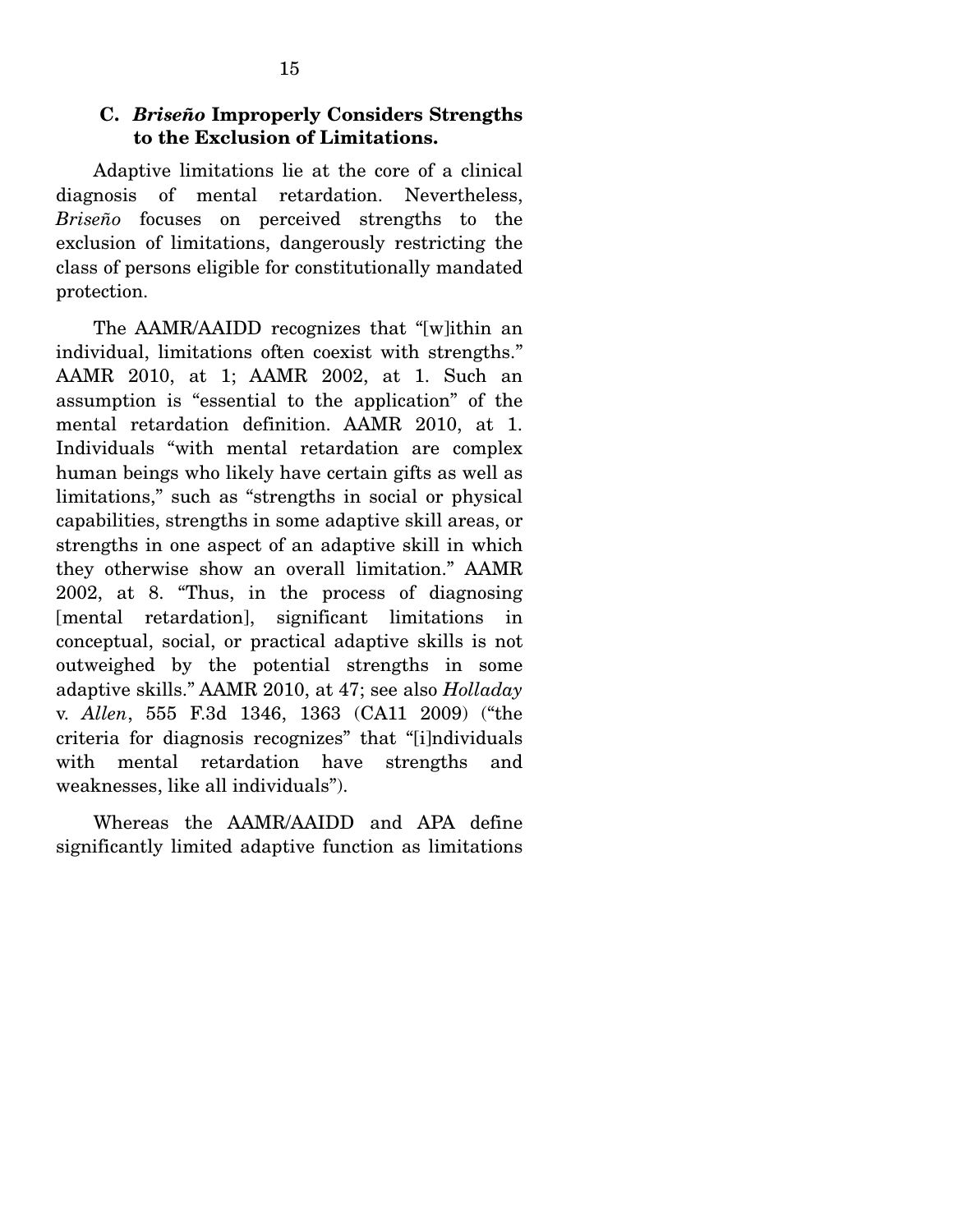### C. *Briseño* Improperly Considers Strengths to the Exclusion of Limitations.

Adaptive limitations lie at the core of a clinical diagnosis of mental retardation. Nevertheless, *Briseño* focuses on perceived strengths to the exclusion of limitations, dangerously restricting the class of persons eligible for constitutionally mandated protection.

The AAMR/AAIDD recognizes that "[w]ithin an individual, limitations often coexist with strengths." AAMR 2010, at 1; AAMR 2002, at 1. Such an assumption is "essential to the application" of the mental retardation definition. AAMR 2010, at 1. Individuals "with mental retardation are complex human beings who likely have certain gifts as well as limitations," such as "strengths in social or physical capabilities, strengths in some adaptive skill areas, or strengths in one aspect of an adaptive skill in which they otherwise show an overall limitation." AAMR 2002, at 8. "Thus, in the process of diagnosing [mental retardation], significant limitations in conceptual, social, or practical adaptive skills is not outweighed by the potential strengths in some adaptive skills." AAMR 2010, at 47; see also *Holladay* v. *Allen*, 555 F.3d 1346, 1363 (CA11 2009) ("the criteria for diagnosis recognizes" that "[i]ndividuals with mental retardation have strengths and weaknesses, like all individuals").

Whereas the AAMR/AAIDD and APA define significantly limited adaptive function as limitations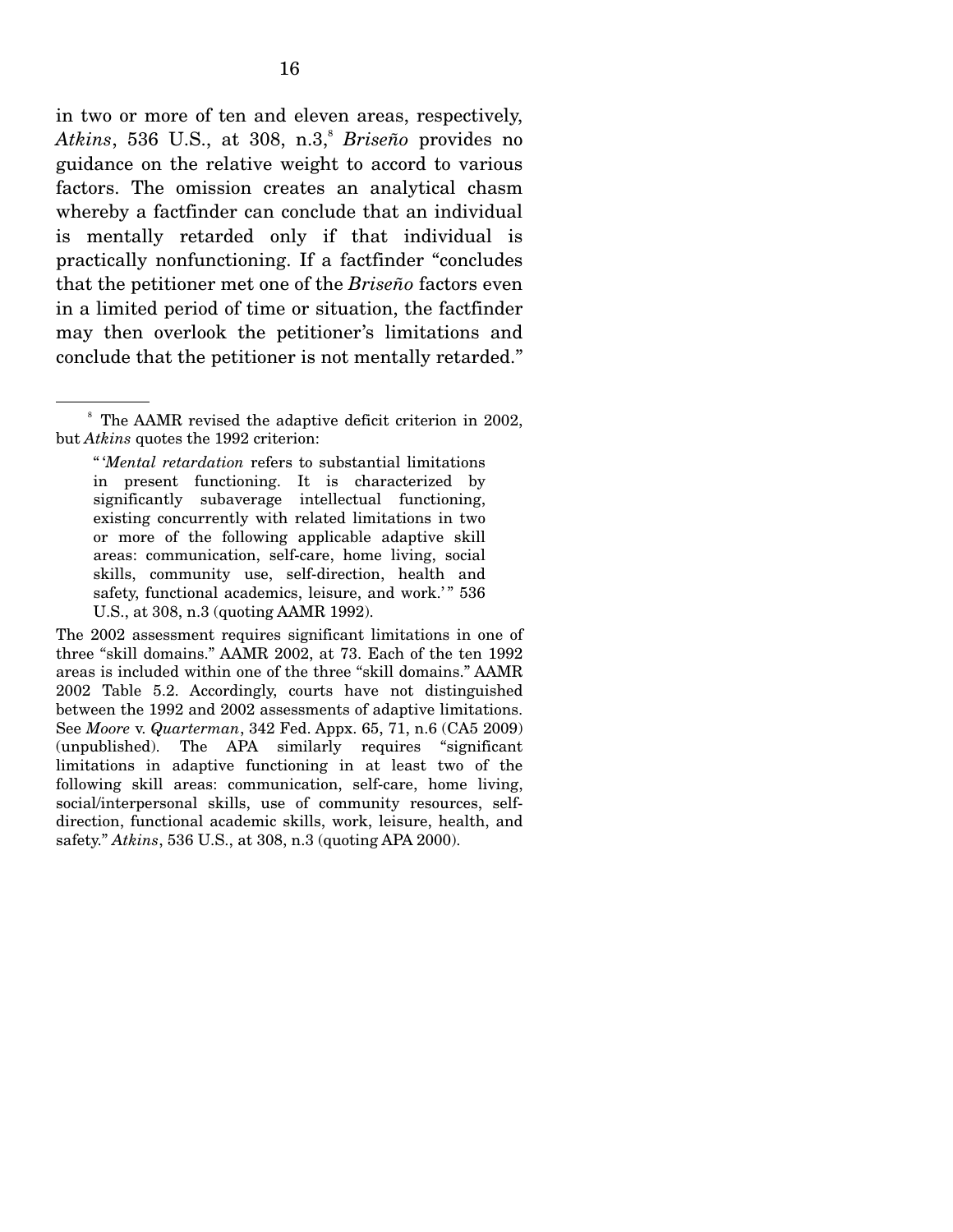in two or more of ten and eleven areas, respectively, *Atkins*, 536 U.S., at 308, n.3,[8] *Briseño* provides no guidance on the relative weight to accord to various factors. The omission creates an analytical chasm whereby a factfinder can conclude that an individual is mentally retarded only if that individual is practically nonfunctioning. If a factfinder "concludes that the petitioner met one of the *Briseño* factors even in a limited period of time or situation, the factfinder may then overlook the petitioner's limitations and conclude that the petitioner is not mentally retarded."

---

[8] The AAMR revised the adaptive deficit criterion in 2002, but *Atkins* quotes the 1992 criterion:

> "'*Mental retardation* refers to substantial limitations in present functioning. It is characterized by significantly subaverage intellectual functioning, existing concurrently with related limitations in two or more of the following applicable adaptive skill areas: communication, self-care, home living, social skills, community use, self-direction, health and safety, functional academics, leisure, and work.'" 536 U.S., at 308, n.3 (quoting AAMR 1992).

The 2002 assessment requires significant limitations in one of three "skill domains." AAMR 2002, at 73. Each of the ten 1992 areas is included within one of the three "skill domains." AAMR 2002 Table 5.2. Accordingly, courts have not distinguished between the 1992 and 2002 assessments of adaptive limitations. See *Moore* v. *Quarterman*, 342 Fed. Appx. 65, 71, n.6 (CA5 2009) (unpublished). The APA similarly requires "significant limitations in adaptive functioning in at least two of the following skill areas: communication, self-care, home living, social/interpersonal skills, use of community resources, self-direction, functional academic skills, work, leisure, health, and safety." *Atkins*, 536 U.S., at 308, n.3 (quoting APA 2000).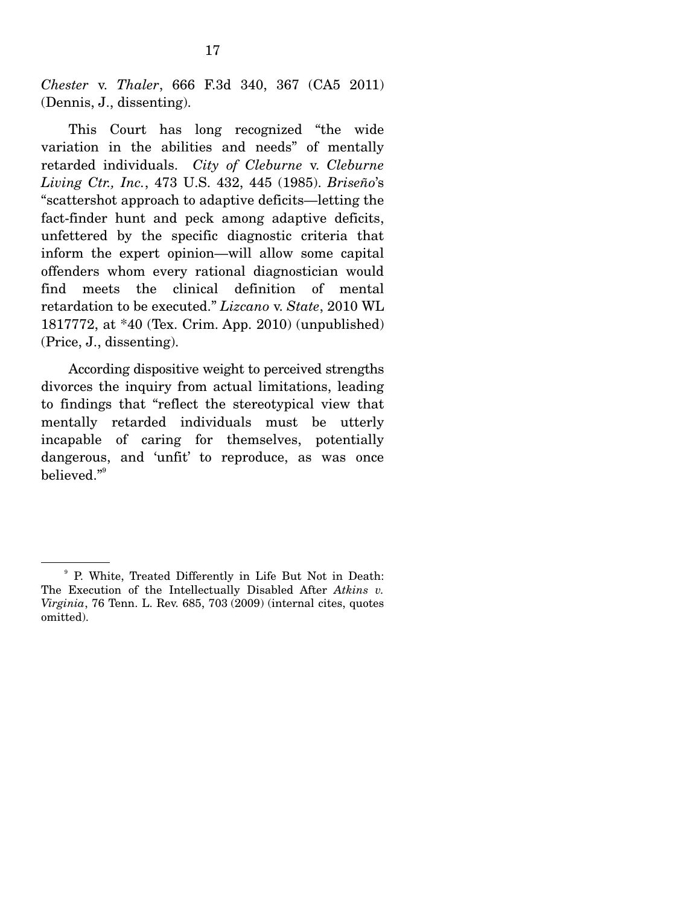*Chester* v. *Thaler*, 666 F.3d 340, 367 (CA5 2011) (Dennis, J., dissenting).

This Court has long recognized "the wide variation in the abilities and needs" of mentally retarded individuals. *City of Cleburne* v. *Cleburne Living Ctr., Inc.*, 473 U.S. 432, 445 (1985). *Briseño*'s "scattershot approach to adaptive deficits—letting the fact-finder hunt and peck among adaptive deficits, unfettered by the specific diagnostic criteria that inform the expert opinion—will allow some capital offenders whom every rational diagnostician would find meets the clinical definition of mental retardation to be executed." *Lizcano* v. *State*, 2010 WL 1817772, at *40 (Tex. Crim. App. 2010) (unpublished) (Price, J., dissenting).

According dispositive weight to perceived strengths divorces the inquiry from actual limitations, leading to findings that "reflect the stereotypical view that mentally retarded individuals must be utterly incapable of caring for themselves, potentially dangerous, and 'unfit' to reproduce, as was once believed."[9]

---

[9] P. White, Treated Differently in Life But Not in Death: The Execution of the Intellectually Disabled After *Atkins v. Virginia*, 76 Tenn. L. Rev. 685, 703 (2009) (internal cites, quotes omitted).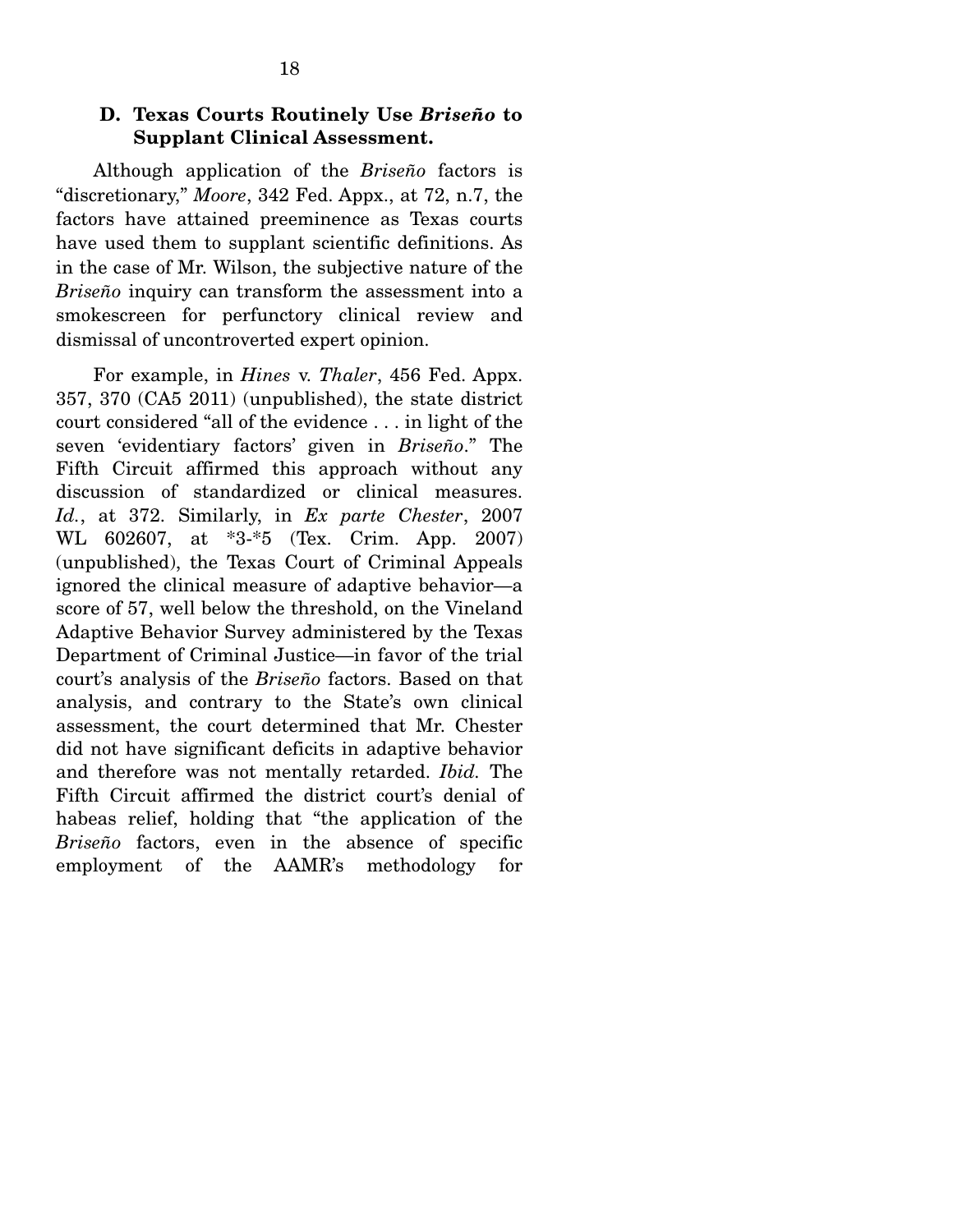### D. Texas Courts Routinely Use *Briseño* to Supplant Clinical Assessment.

Although application of the *Briseño* factors is "discretionary," *Moore*, 342 Fed. Appx., at 72, n.7, the factors have attained preeminence as Texas courts have used them to supplant scientific definitions. As in the case of Mr. Wilson, the subjective nature of the *Briseño* inquiry can transform the assessment into a smokescreen for perfunctory clinical review and dismissal of uncontroverted expert opinion.

For example, in *Hines* v. *Thaler*, 456 Fed. Appx. 357, 370 (CA5 2011) (unpublished), the state district court considered "all of the evidence . . . in light of the seven 'evidentiary factors' given in *Briseño*." The Fifth Circuit affirmed this approach without any discussion of standardized or clinical measures. *Id.*, at 372. Similarly, in *Ex parte Chester*, 2007 WL 602607, at *3-*5 (Tex. Crim. App. 2007) (unpublished), the Texas Court of Criminal Appeals ignored the clinical measure of adaptive behavior—a score of 57, well below the threshold, on the Vineland Adaptive Behavior Survey administered by the Texas Department of Criminal Justice—in favor of the trial court's analysis of the *Briseño* factors. Based on that analysis, and contrary to the State's own clinical assessment, the court determined that Mr. Chester did not have significant deficits in adaptive behavior and therefore was not mentally retarded. *Ibid.* The Fifth Circuit affirmed the district court's denial of habeas relief, holding that "the application of the *Briseño* factors, even in the absence of specific employment of the AAMR's methodology for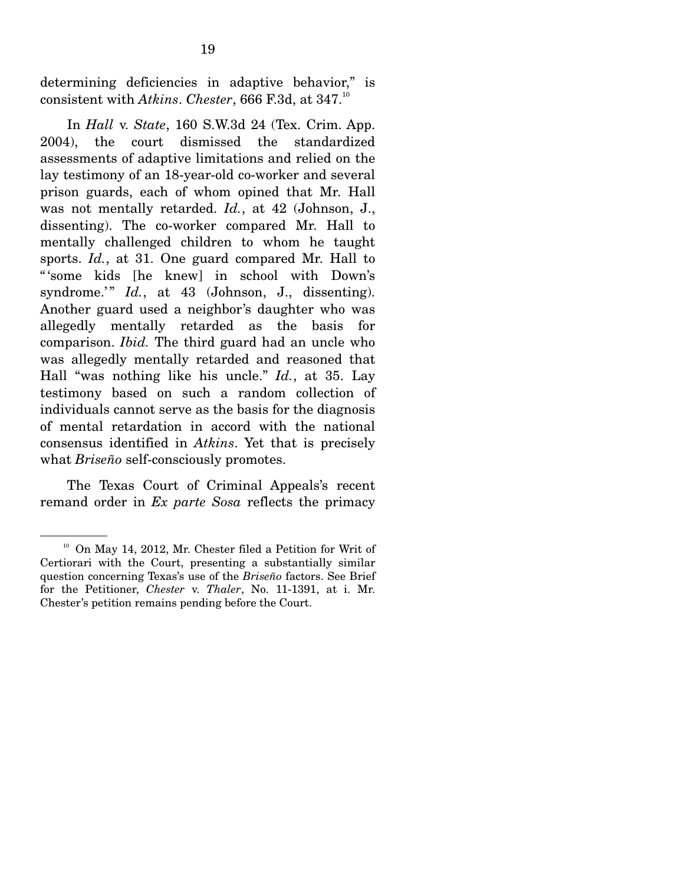determining deficiencies in adaptive behavior," is consistent with *Atkins*. *Chester*, 666 F.3d, at 347.[10]

In *Hall* v. *State*, 160 S.W.3d 24 (Tex. Crim. App. 2004), the court dismissed the standardized assessments of adaptive limitations and relied on the lay testimony of an 18-year-old co-worker and several prison guards, each of whom opined that Mr. Hall was not mentally retarded. *Id.*, at 42 (Johnson, J., dissenting). The co-worker compared Mr. Hall to mentally challenged children to whom he taught sports. *Id.*, at 31. One guard compared Mr. Hall to "'some kids [he knew] in school with Down's syndrome.'" *Id.*, at 43 (Johnson, J., dissenting). Another guard used a neighbor's daughter who was allegedly mentally retarded as the basis for comparison. *Ibid.* The third guard had an uncle who was allegedly mentally retarded and reasoned that Hall "was nothing like his uncle." *Id.*, at 35. Lay testimony based on such a random collection of individuals cannot serve as the basis for the diagnosis of mental retardation in accord with the national consensus identified in *Atkins*. Yet that is precisely what *Briseño* self-consciously promotes.

The Texas Court of Criminal Appeals's recent remand order in *Ex parte Sosa* reflects the primacy

---

[10] On May 14, 2012, Mr. Chester filed a Petition for Writ of Certiorari with the Court, presenting a substantially similar question concerning Texas's use of the *Briseño* factors. See Brief for the Petitioner, *Chester* v. *Thaler*, No. 11-1391, at i. Mr. Chester's petition remains pending before the Court.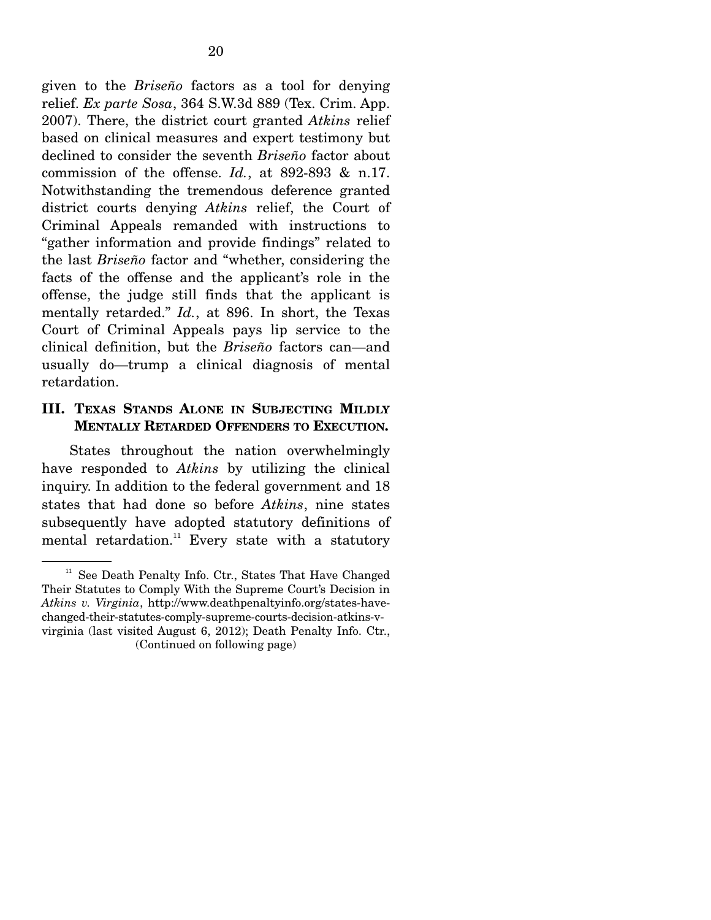given to the *Briseño* factors as a tool for denying relief. *Ex parte Sosa*, 364 S.W.3d 889 (Tex. Crim. App. 2007). There, the district court granted *Atkins* relief based on clinical measures and expert testimony but declined to consider the seventh *Briseño* factor about commission of the offense. *Id.*, at 892-893 & n.17. Notwithstanding the tremendous deference granted district courts denying *Atkins* relief, the Court of Criminal Appeals remanded with instructions to "gather information and provide findings" related to the last *Briseño* factor and "whether, considering the facts of the offense and the applicant's role in the offense, the judge still finds that the applicant is mentally retarded." *Id.*, at 896. In short, the Texas Court of Criminal Appeals pays lip service to the clinical definition, but the *Briseño* factors can—and usually do—trump a clinical diagnosis of mental retardation.

## III. TEXAS STANDS ALONE IN SUBJECTING MILDLY MENTALLY RETARDED OFFENDERS TO EXECUTION.

States throughout the nation overwhelmingly have responded to *Atkins* by utilizing the clinical inquiry. In addition to the federal government and 18 states that had done so before *Atkins*, nine states subsequently have adopted statutory definitions of mental retardation.[11] Every state with a statutory

---

[11] See Death Penalty Info. Ctr., States That Have Changed Their Statutes to Comply With the Supreme Court's Decision in *Atkins v. Virginia*, http://www.deathpenaltyinfo.org/states-have-changed-their-statutes-comply-supreme-courts-decision-atkins-v-virginia (last visited August 6, 2012); Death Penalty Info. Ctr., (Continued on following page)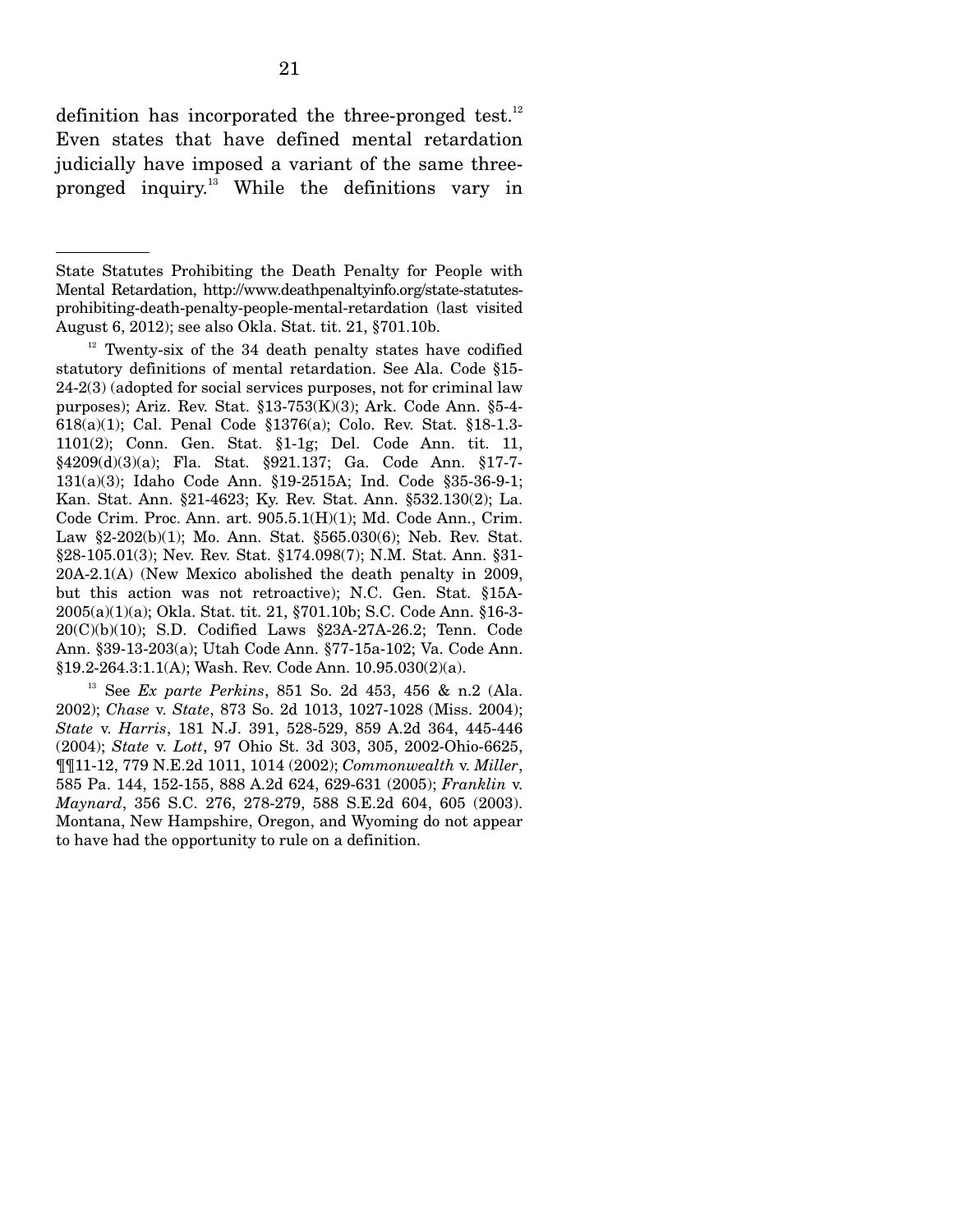definition has incorporated the three-pronged test.[12] Even states that have defined mental retardation judicially have imposed a variant of the same three-pronged inquiry.[13] While the definitions vary in

---

State Statutes Prohibiting the Death Penalty for People with Mental Retardation, http://www.deathpenaltyinfo.org/state-statutes-prohibiting-death-penalty-people-mental-retardation (last visited August 6, 2012); see also Okla. Stat. tit. 21, §701.10b.

[12] Twenty-six of the 34 death penalty states have codified statutory definitions of mental retardation. See Ala. Code §15-24-2(3) (adopted for social services purposes, not for criminal law purposes); Ariz. Rev. Stat. §13-753(K)(3); Ark. Code Ann. §5-4-618(a)(1); Cal. Penal Code §1376(a); Colo. Rev. Stat. §18-1.3-1101(2); Conn. Gen. Stat. §1-1g; Del. Code Ann. tit. 11, §4209(d)(3)(a); Fla. Stat. §921.137; Ga. Code Ann. §17-7-131(a)(3); Idaho Code Ann. §19-2515A; Ind. Code §35-36-9-1; Kan. Stat. Ann. §21-4623; Ky. Rev. Stat. Ann. §532.130(2); La. Code Crim. Proc. Ann. art. 905.5.1(H)(1); Md. Code Ann., Crim. Law §2-202(b)(1); Mo. Ann. Stat. §565.030(6); Neb. Rev. Stat. §28-105.01(3); Nev. Rev. Stat. §174.098(7); N.M. Stat. Ann. §31-20A-2.1(A) (New Mexico abolished the death penalty in 2009, but this action was not retroactive); N.C. Gen. Stat. §15A-2005(a)(1)(a); Okla. Stat. tit. 21, §701.10b; S.C. Code Ann. §16-3-20(C)(b)(10); S.D. Codified Laws §23A-27A-26.2; Tenn. Code Ann. §39-13-203(a); Utah Code Ann. §77-15a-102; Va. Code Ann. §19.2-264.3:1.1(A); Wash. Rev. Code Ann. 10.95.030(2)(a).

[13] See *Ex parte Perkins*, 851 So. 2d 453, 456 & n.2 (Ala. 2002); *Chase* v. *State*, 873 So. 2d 1013, 1027-1028 (Miss. 2004); *State* v. *Harris*, 181 N.J. 391, 528-529, 859 A.2d 364, 445-446 (2004); *State* v. *Lott*, 97 Ohio St. 3d 303, 305, 2002-Ohio-6625, ¶¶11-12, 779 N.E.2d 1011, 1014 (2002); *Commonwealth* v. *Miller*, 585 Pa. 144, 152-155, 888 A.2d 624, 629-631 (2005); *Franklin* v. *Maynard*, 356 S.C. 276, 278-279, 588 S.E.2d 604, 605 (2003). Montana, New Hampshire, Oregon, and Wyoming do not appear to have had the opportunity to rule on a definition.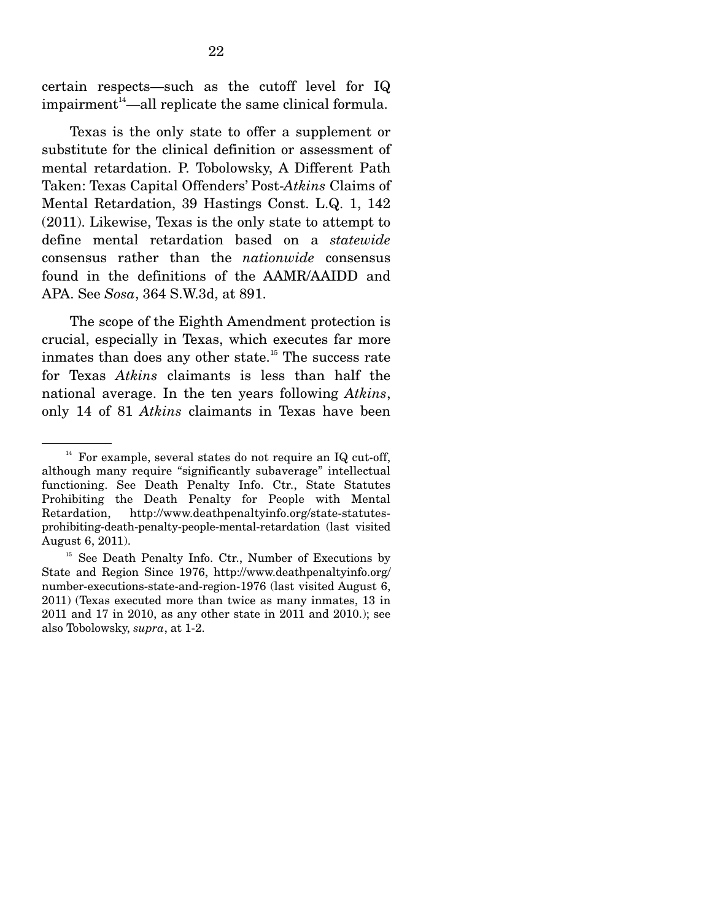certain respects—such as the cutoff level for IQ impairment[14]—all replicate the same clinical formula.

Texas is the only state to offer a supplement or substitute for the clinical definition or assessment of mental retardation. P. Tobolowsky, A Different Path Taken: Texas Capital Offenders' Post-*Atkins* Claims of Mental Retardation, 39 Hastings Const. L.Q. 1, 142 (2011). Likewise, Texas is the only state to attempt to define mental retardation based on a *statewide* consensus rather than the *nationwide* consensus found in the definitions of the AAMR/AAIDD and APA. See *Sosa*, 364 S.W.3d, at 891.

The scope of the Eighth Amendment protection is crucial, especially in Texas, which executes far more inmates than does any other state.[15] The success rate for Texas *Atkins* claimants is less than half the national average. In the ten years following *Atkins*, only 14 of 81 *Atkins* claimants in Texas have been

---

[14] For example, several states do not require an IQ cut-off, although many require "significantly subaverage" intellectual functioning. See Death Penalty Info. Ctr., State Statutes Prohibiting the Death Penalty for People with Mental Retardation, http://www.deathpenaltyinfo.org/state-statutes-prohibiting-death-penalty-people-mental-retardation (last visited August 6, 2011).

[15] See Death Penalty Info. Ctr., Number of Executions by State and Region Since 1976, http://www.deathpenaltyinfo.org/number-executions-state-and-region-1976 (last visited August 6, 2011) (Texas executed more than twice as many inmates, 13 in 2011 and 17 in 2010, as any other state in 2011 and 2010.); see also Tobolowsky, *supra*, at 1-2.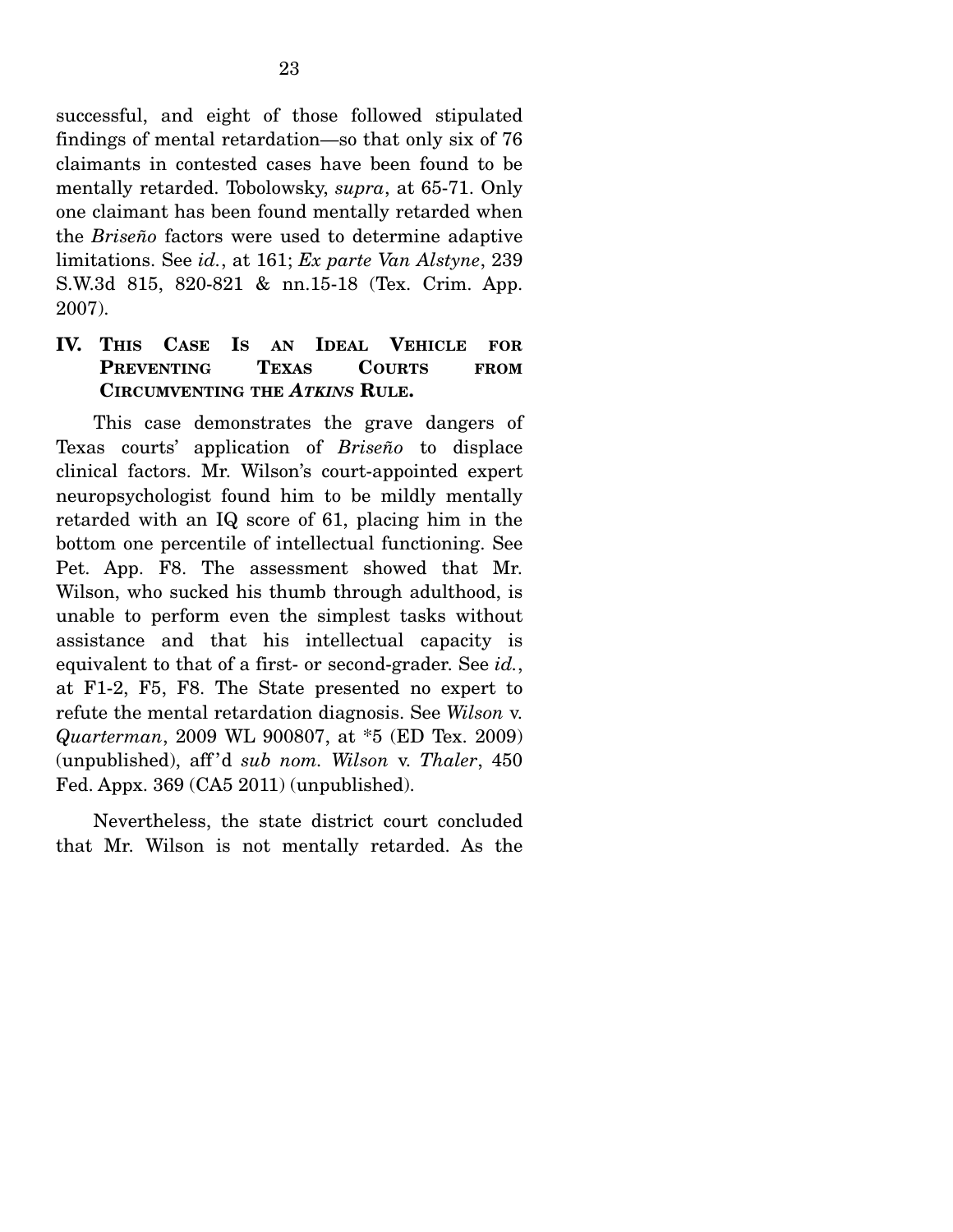successful, and eight of those followed stipulated findings of mental retardation—so that only six of 76 claimants in contested cases have been found to be mentally retarded. Tobolowsky, *supra*, at 65-71. Only one claimant has been found mentally retarded when the *Briseño* factors were used to determine adaptive limitations. See *id.*, at 161; *Ex parte Van Alstyne*, 239 S.W.3d 815, 820-821 & nn.15-18 (Tex. Crim. App. 2007).

## IV. THIS CASE IS AN IDEAL VEHICLE FOR PREVENTING TEXAS COURTS FROM CIRCUMVENTING THE *ATKINS* RULE.

This case demonstrates the grave dangers of Texas courts' application of *Briseño* to displace clinical factors. Mr. Wilson's court-appointed expert neuropsychologist found him to be mildly mentally retarded with an IQ score of 61, placing him in the bottom one percentile of intellectual functioning. See Pet. App. F8. The assessment showed that Mr. Wilson, who sucked his thumb through adulthood, is unable to perform even the simplest tasks without assistance and that his intellectual capacity is equivalent to that of a first- or second-grader. See *id.*, at F1-2, F5, F8. The State presented no expert to refute the mental retardation diagnosis. See *Wilson* v. *Quarterman*, 2009 WL 900807, at \*5 (ED Tex. 2009) (unpublished), aff'd *sub nom. Wilson* v. *Thaler*, 450 Fed. Appx. 369 (CA5 2011) (unpublished).

Nevertheless, the state district court concluded that Mr. Wilson is not mentally retarded. As the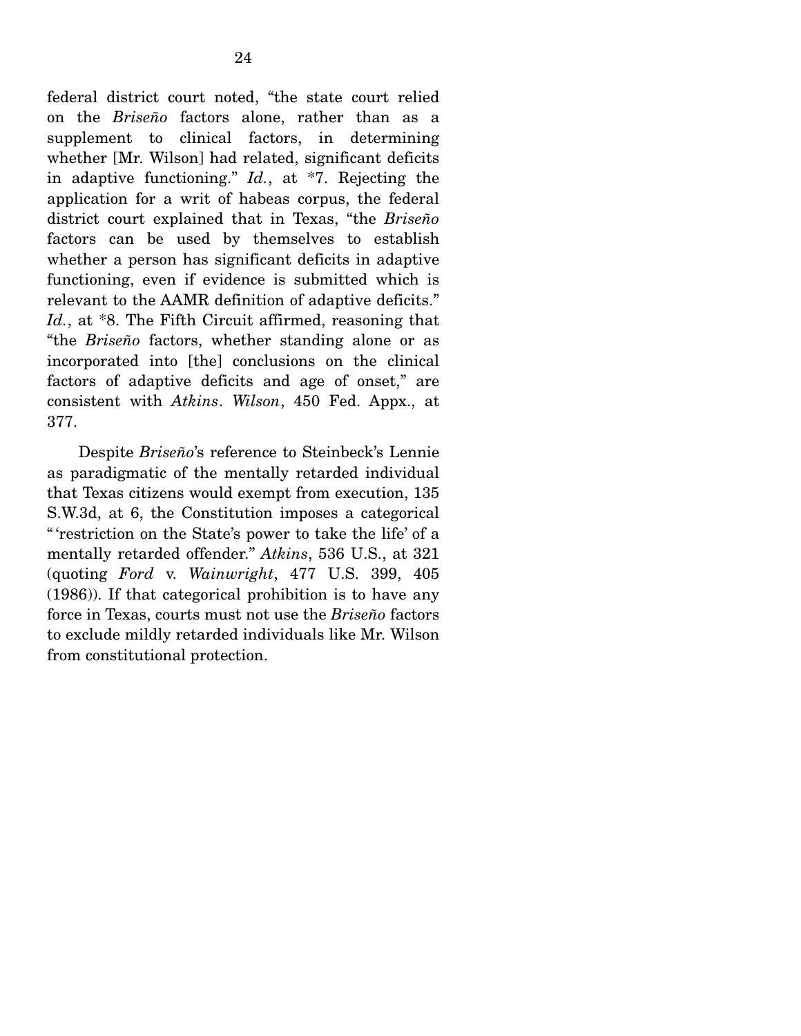federal district court noted, "the state court relied on the *Briseño* factors alone, rather than as a supplement to clinical factors, in determining whether [Mr. Wilson] had related, significant deficits in adaptive functioning." *Id.*, at *7. Rejecting the application for a writ of habeas corpus, the federal district court explained that in Texas, "the *Briseño* factors can be used by themselves to establish whether a person has significant deficits in adaptive functioning, even if evidence is submitted which is relevant to the AAMR definition of adaptive deficits." *Id.*, at *8. The Fifth Circuit affirmed, reasoning that "the *Briseño* factors, whether standing alone or as incorporated into [the] conclusions on the clinical factors of adaptive deficits and age of onset," are consistent with *Atkins*. *Wilson*, 450 Fed. Appx., at 377.

Despite *Briseño*'s reference to Steinbeck's Lennie as paradigmatic of the mentally retarded individual that Texas citizens would exempt from execution, 135 S.W.3d, at 6, the Constitution imposes a categorical "'restriction on the State's power to take the life' of a mentally retarded offender." *Atkins*, 536 U.S., at 321 (quoting *Ford* v. *Wainwright*, 477 U.S. 399, 405 (1986)). If that categorical prohibition is to have any force in Texas, courts must not use the *Briseño* factors to exclude mildly retarded individuals like Mr. Wilson from constitutional protection.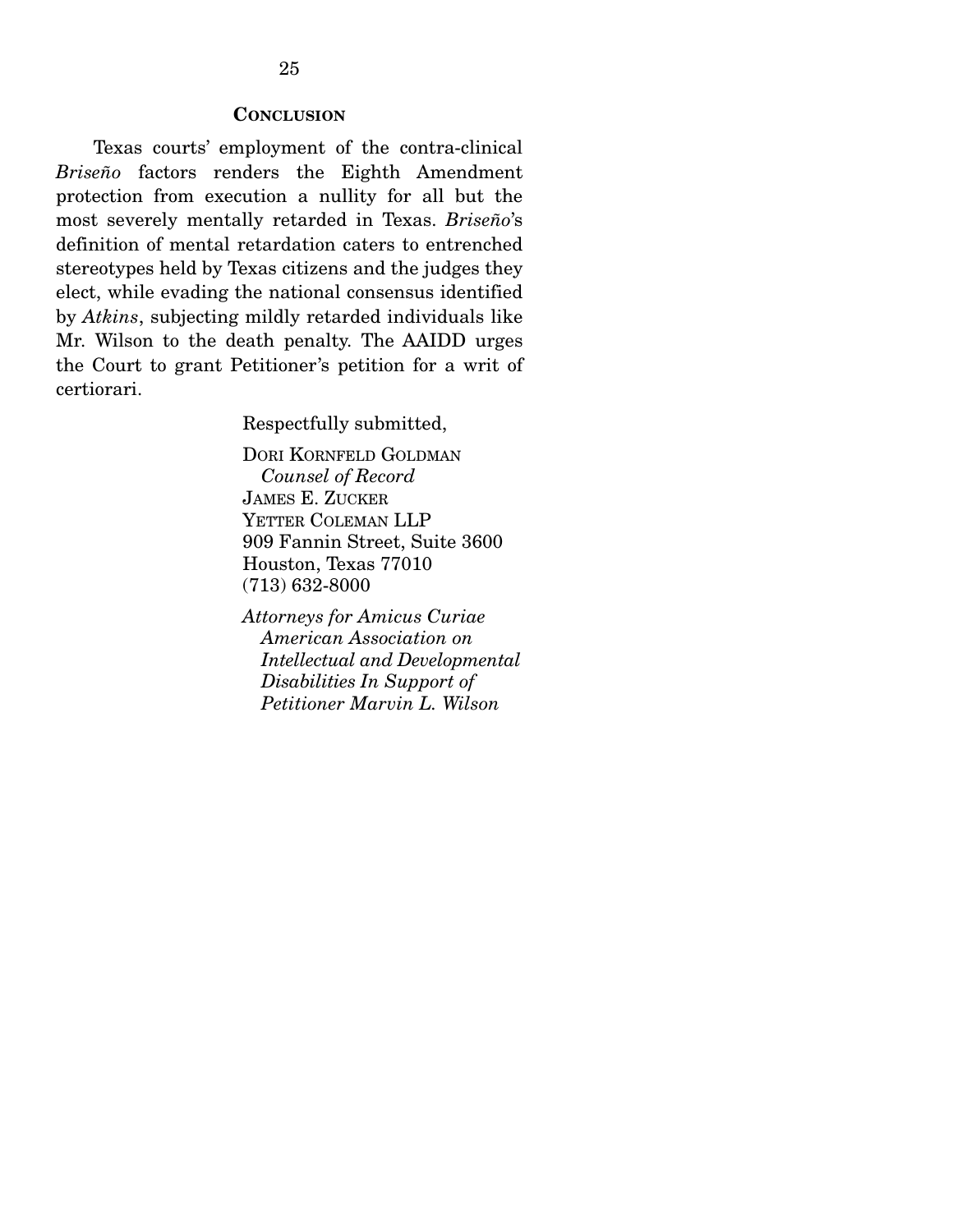## Conclusion

Texas courts' employment of the contra-clinical *Briseño* factors renders the Eighth Amendment protection from execution a nullity for all but the most severely mentally retarded in Texas. *Briseño*'s definition of mental retardation caters to entrenched stereotypes held by Texas citizens and the judges they elect, while evading the national consensus identified by *Atkins*, subjecting mildly retarded individuals like Mr. Wilson to the death penalty. The AAIDD urges the Court to grant Petitioner's petition for a writ of certiorari.

Respectfully submitted,

Dori Kornfeld Goldman
*Counsel of Record*
James E. Zucker
Yetter Coleman LLP
909 Fannin Street, Suite 3600
Houston, Texas 77010
(713) 632-8000

*Attorneys for Amicus Curiae American Association on Intellectual and Developmental Disabilities In Support of Petitioner Marvin L. Wilson*